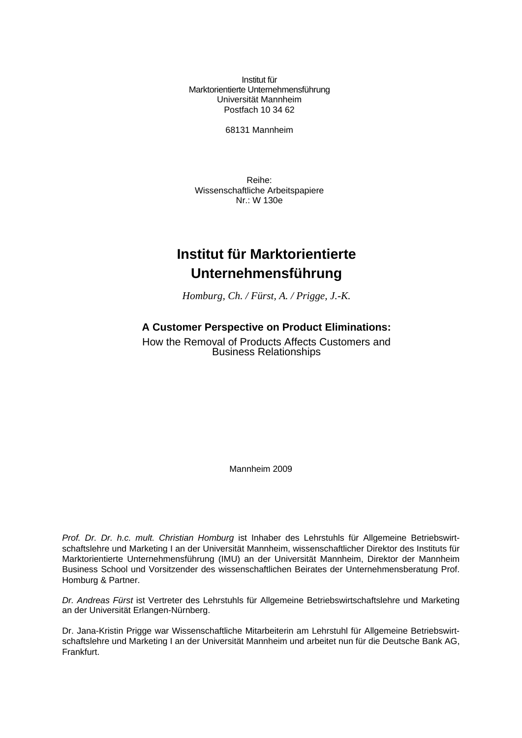Institut für
Marktorientierte Unternehmensführung
Universität Mannheim
Postfach 10 34 62

68131 Mannheim

Reihe:
Wissenschaftliche Arbeitspapiere
Nr.: W 130e

# Institut für Marktorientierte Unternehmensführung

*Homburg, Ch. / Fürst, A. / Prigge, J.-K.*

## A Customer Perspective on Product Eliminations:

How the Removal of Products Affects Customers and Business Relationships

Mannheim 2009

*Prof. Dr. Dr. h.c. mult. Christian Homburg* ist Inhaber des Lehrstuhls für Allgemeine Betriebswirtschaftslehre und Marketing I an der Universität Mannheim, wissenschaftlicher Direktor des Instituts für Marktorientierte Unternehmensführung (IMU) an der Universität Mannheim, Direktor der Mannheim Business School und Vorsitzender des wissenschaftlichen Beirates der Unternehmensberatung Prof. Homburg & Partner.

*Dr. Andreas Fürst* ist Vertreter des Lehrstuhls für Allgemeine Betriebswirtschaftslehre und Marketing an der Universität Erlangen-Nürnberg.

Dr. Jana-Kristin Prigge war Wissenschaftliche Mitarbeiterin am Lehrstuhl für Allgemeine Betriebswirtschaftslehre und Marketing I an der Universität Mannheim und arbeitet nun für die Deutsche Bank AG, Frankfurt.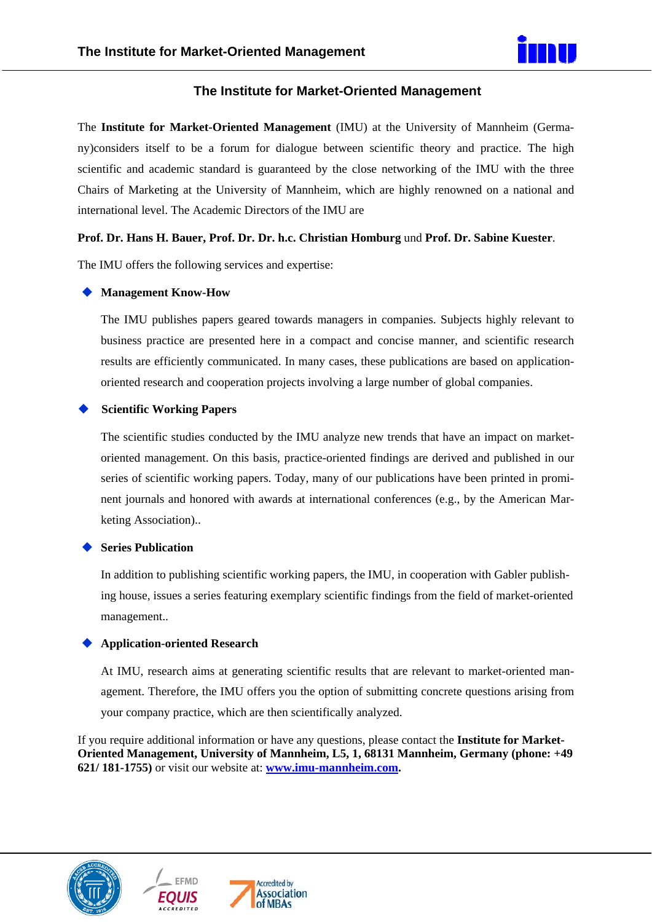# The Institute for Market-Oriented Management

The **Institute for Market-Oriented Management** (IMU) at the University of Mannheim (Germany)considers itself to be a forum for dialogue between scientific theory and practice. The high scientific and academic standard is guaranteed by the close networking of the IMU with the three Chairs of Marketing at the University of Mannheim, which are highly renowned on a national and international level. The Academic Directors of the IMU are

**Prof. Dr. Hans H. Bauer, Prof. Dr. Dr. h.c. Christian Homburg** und **Prof. Dr. Sabine Kuester**.

The IMU offers the following services and expertise:

- **Management Know-How**

  The IMU publishes papers geared towards managers in companies. Subjects highly relevant to business practice are presented here in a compact and concise manner, and scientific research results are efficiently communicated. In many cases, these publications are based on application-oriented research and cooperation projects involving a large number of global companies.

- **Scientific Working Papers**

  The scientific studies conducted by the IMU analyze new trends that have an impact on market-oriented management. On this basis, practice-oriented findings are derived and published in our series of scientific working papers. Today, many of our publications have been printed in prominent journals and honored with awards at international conferences (e.g., by the American Marketing Association)..

- **Series Publication**

  In addition to publishing scientific working papers, the IMU, in cooperation with Gabler publishing house, issues a series featuring exemplary scientific findings from the field of market-oriented management..

- **Application-oriented Research**

  At IMU, research aims at generating scientific results that are relevant to market-oriented management. Therefore, the IMU offers you the option of submitting concrete questions arising from your company practice, which are then scientifically analyzed.

If you require additional information or have any questions, please contact the **Institute for Market-Oriented Management, University of Mannheim, L5, 1, 68131 Mannheim, Germany (phone: +49 621/ 181-1755)** or visit our website at: **[www.imu-mannheim.com](http://www.imu-mannheim.com)**.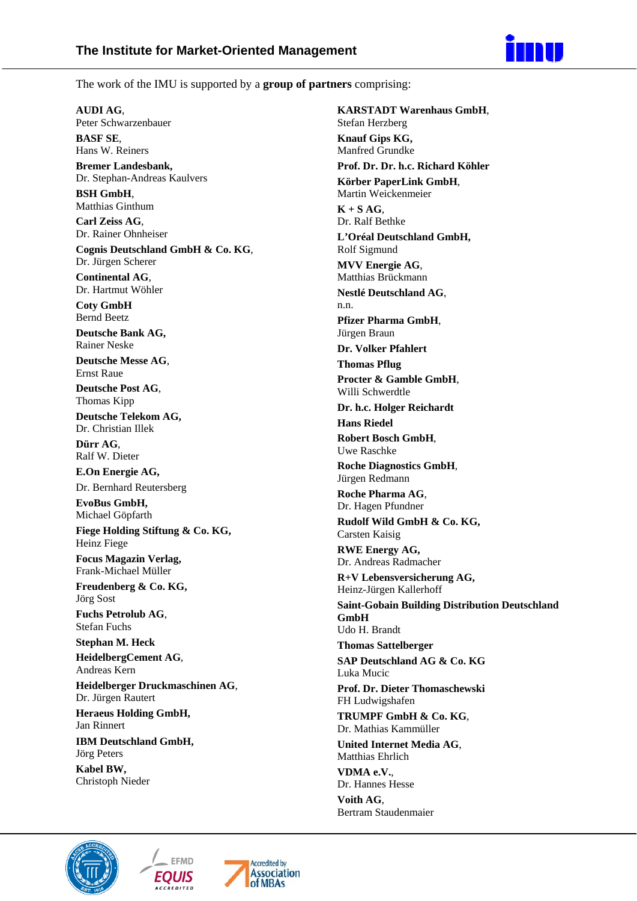The work of the IMU is supported by a **group of partners** comprising:

**AUDI AG**,
Peter Schwarzenbauer

**BASF SE**,
Hans W. Reiners

**Bremer Landesbank,**
Dr. Stephan-Andreas Kaulvers

**BSH GmbH**,
Matthias Ginthum

**Carl Zeiss AG**,
Dr. Rainer Ohnheiser

**Cognis Deutschland GmbH & Co. KG**,
Dr. Jürgen Scherer

**Continental AG**,
Dr. Hartmut Wöhler

**Coty GmbH**
Bernd Beetz

**Deutsche Bank AG,**
Rainer Neske

**Deutsche Messe AG**,
Ernst Raue

**Deutsche Post AG**,
Thomas Kipp

**Deutsche Telekom AG,**
Dr. Christian Illek

**Dürr AG**,
Ralf W. Dieter

**E.On Energie AG,**
Dr. Bernhard Reutersberg

**EvoBus GmbH,**
Michael Göpfarth

**Fiege Holding Stiftung & Co. KG,**
Heinz Fiege

**Focus Magazin Verlag,**
Frank-Michael Müller

**Freudenberg & Co. KG,**
Jörg Sost

**Fuchs Petrolub AG**,
Stefan Fuchs

**Stephan M. Heck**

**HeidelbergCement AG**,
Andreas Kern

**Heidelberger Druckmaschinen AG**,
Dr. Jürgen Rautert

**Heraeus Holding GmbH,**
Jan Rinnert

**IBM Deutschland GmbH,**
Jörg Peters

**Kabel BW,**
Christoph Nieder

**KARSTADT Warenhaus GmbH**,
Stefan Herzberg

**Knauf Gips KG,**
Manfred Grundke

**Prof. Dr. Dr. h.c. Richard Köhler**

**Körber PaperLink GmbH**,
Martin Weickenmeier

**K + S AG**,
Dr. Ralf Bethke

**L'Oréal Deutschland GmbH,**
Rolf Sigmund

**MVV Energie AG**,
Matthias Brückmann

**Nestlé Deutschland AG**,
n.n.

**Pfizer Pharma GmbH**,
Jürgen Braun

**Dr. Volker Pfahlert**

**Thomas Pflug**

**Procter & Gamble GmbH**,
Willi Schwerdtle

**Dr. h.c. Holger Reichardt**

**Hans Riedel**

**Robert Bosch GmbH**,
Uwe Raschke

**Roche Diagnostics GmbH**,
Jürgen Redmann

**Roche Pharma AG**,
Dr. Hagen Pfundner

**Rudolf Wild GmbH & Co. KG,**
Carsten Kaisig

**RWE Energy AG,**
Dr. Andreas Radmacher

**R+V Lebensversicherung AG,**
Heinz-Jürgen Kallerhoff

**Saint-Gobain Building Distribution Deutschland GmbH**
Udo H. Brandt

**Thomas Sattelberger**

**SAP Deutschland AG & Co. KG**
Luka Mucic

**Prof. Dr. Dieter Thomaschewski**
FH Ludwigshafen

**TRUMPF GmbH & Co. KG**,
Dr. Mathias Kammüller

**United Internet Media AG**,
Matthias Ehrlich

**VDMA e.V.**,
Dr. Hannes Hesse

**Voith AG**,
Bertram Staudenmaier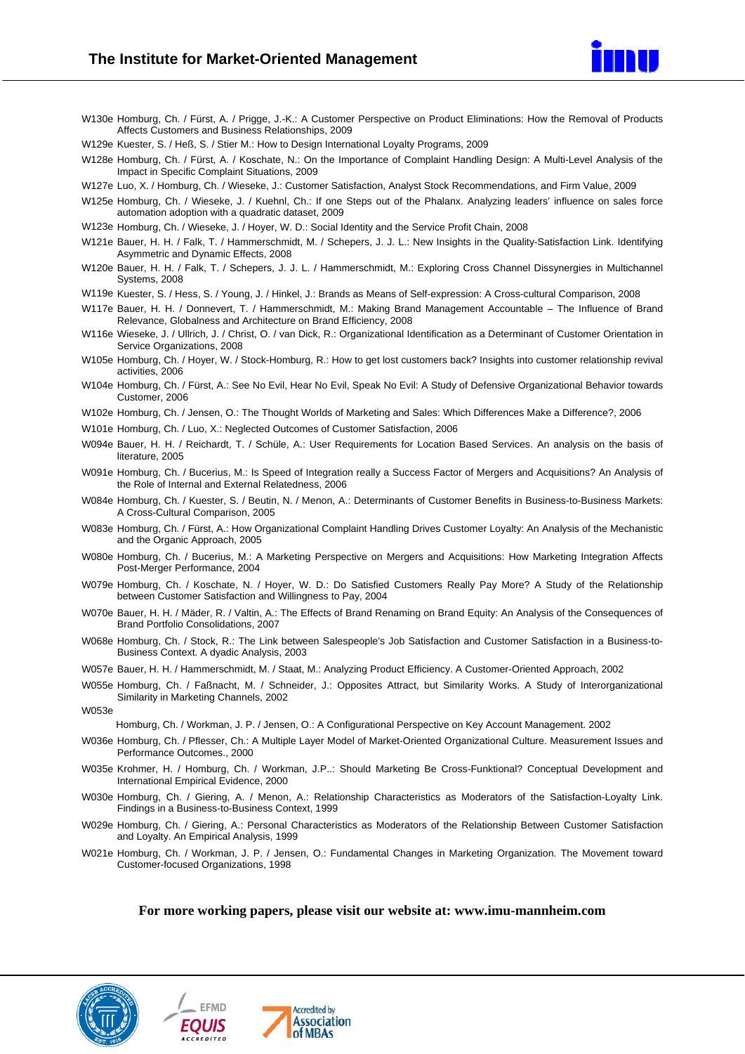W130e Homburg, Ch. / Fürst, A. / Prigge, J.-K.: A Customer Perspective on Product Eliminations: How the Removal of Products Affects Customers and Business Relationships, 2009

W129e Kuester, S. / Heß, S. / Stier M.: How to Design International Loyalty Programs, 2009

W128e Homburg, Ch. / Fürst, A. / Koschate, N.: On the Importance of Complaint Handling Design: A Multi-Level Analysis of the Impact in Specific Complaint Situations, 2009

W127e Luo, X. / Homburg, Ch. / Wieseke, J.: Customer Satisfaction, Analyst Stock Recommendations, and Firm Value, 2009

W125e Homburg, Ch. / Wieseke, J. / Kuehnl, Ch.: If one Steps out of the Phalanx. Analyzing leaders' influence on sales force automation adoption with a quadratic dataset, 2009

W123e Homburg, Ch. / Wieseke, J. / Hoyer, W. D.: Social Identity and the Service Profit Chain, 2008

W121e Bauer, H. H. / Falk, T. / Hammerschmidt, M. / Schepers, J. J. L.: New Insights in the Quality-Satisfaction Link. Identifying Asymmetric and Dynamic Effects, 2008

W120e Bauer, H. H. / Falk, T. / Schepers, J. J. L. / Hammerschmidt, M.: Exploring Cross Channel Dissynergies in Multichannel Systems, 2008

W119e Kuester, S. / Hess, S. / Young, J. / Hinkel, J.: Brands as Means of Self-expression: A Cross-cultural Comparison, 2008

W117e Bauer, H. H. / Donnevert, T. / Hammerschmidt, M.: Making Brand Management Accountable – The Influence of Brand Relevance, Globalness and Architecture on Brand Efficiency, 2008

W116e Wieseke, J. / Ullrich, J. / Christ, O. / van Dick, R.: Organizational Identification as a Determinant of Customer Orientation in Service Organizations, 2008

W105e Homburg, Ch. / Hoyer, W. / Stock-Homburg, R.: How to get lost customers back? Insights into customer relationship revival activities, 2006

W104e Homburg, Ch. / Fürst, A.: See No Evil, Hear No Evil, Speak No Evil: A Study of Defensive Organizational Behavior towards Customer, 2006

W102e Homburg, Ch. / Jensen, O.: The Thought Worlds of Marketing and Sales: Which Differences Make a Difference?, 2006

W101e Homburg, Ch. / Luo, X.: Neglected Outcomes of Customer Satisfaction, 2006

W094e Bauer, H. H. / Reichardt, T. / Schüle, A.: User Requirements for Location Based Services. An analysis on the basis of literature, 2005

W091e Homburg, Ch. / Bucerius, M.: Is Speed of Integration really a Success Factor of Mergers and Acquisitions? An Analysis of the Role of Internal and External Relatedness, 2006

W084e Homburg, Ch. / Kuester, S. / Beutin, N. / Menon, A.: Determinants of Customer Benefits in Business-to-Business Markets: A Cross-Cultural Comparison, 2005

W083e Homburg, Ch. / Fürst, A.: How Organizational Complaint Handling Drives Customer Loyalty: An Analysis of the Mechanistic and the Organic Approach, 2005

W080e Homburg, Ch. / Bucerius, M.: A Marketing Perspective on Mergers and Acquisitions: How Marketing Integration Affects Post-Merger Performance, 2004

W079e Homburg, Ch. / Koschate, N. / Hoyer, W. D.: Do Satisfied Customers Really Pay More? A Study of the Relationship between Customer Satisfaction and Willingness to Pay, 2004

W070e Bauer, H. H. / Mäder, R. / Valtin, A.: The Effects of Brand Renaming on Brand Equity: An Analysis of the Consequences of Brand Portfolio Consolidations, 2007

W068e Homburg, Ch. / Stock, R.: The Link between Salespeople's Job Satisfaction and Customer Satisfaction in a Business-to-Business Context. A dyadic Analysis, 2003

W057e Bauer, H. H. / Hammerschmidt, M. / Staat, M.: Analyzing Product Efficiency. A Customer-Oriented Approach, 2002

W055e Homburg, Ch. / Faßnacht, M. / Schneider, J.: Opposites Attract, but Similarity Works. A Study of Interorganizational Similarity in Marketing Channels, 2002

W053e Homburg, Ch. / Workman, J. P. / Jensen, O.: A Configurational Perspective on Key Account Management. 2002

W036e Homburg, Ch. / Pflesser, Ch.: A Multiple Layer Model of Market-Oriented Organizational Culture. Measurement Issues and Performance Outcomes., 2000

W035e Krohmer, H. / Homburg, Ch. / Workman, J.P..: Should Marketing Be Cross-Funktional? Conceptual Development and International Empirical Evidence, 2000

W030e Homburg, Ch. / Giering, A. / Menon, A.: Relationship Characteristics as Moderators of the Satisfaction-Loyalty Link. Findings in a Business-to-Business Context, 1999

W029e Homburg, Ch. / Giering, A.: Personal Characteristics as Moderators of the Relationship Between Customer Satisfaction and Loyalty. An Empirical Analysis, 1999

W021e Homburg, Ch. / Workman, J. P. / Jensen, O.: Fundamental Changes in Marketing Organization. The Movement toward Customer-focused Organizations, 1998

**For more working papers, please visit our website at: www.imu-mannheim.com**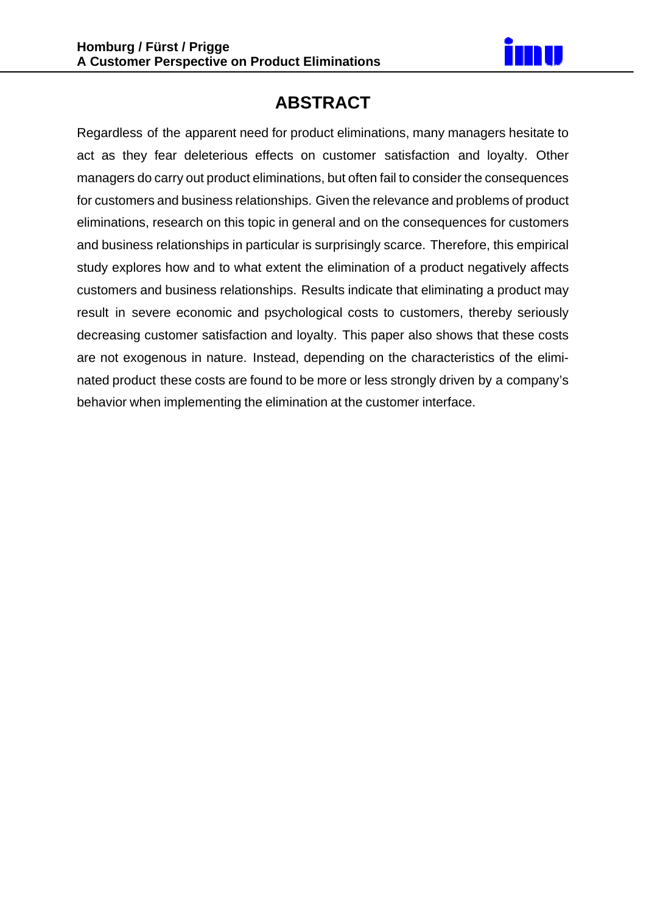# ABSTRACT

Regardless of the apparent need for product eliminations, many managers hesitate to act as they fear deleterious effects on customer satisfaction and loyalty. Other managers do carry out product eliminations, but often fail to consider the consequences for customers and business relationships. Given the relevance and problems of product eliminations, research on this topic in general and on the consequences for customers and business relationships in particular is surprisingly scarce. Therefore, this empirical study explores how and to what extent the elimination of a product negatively affects customers and business relationships. Results indicate that eliminating a product may result in severe economic and psychological costs to customers, thereby seriously decreasing customer satisfaction and loyalty. This paper also shows that these costs are not exogenous in nature. Instead, depending on the characteristics of the eliminated product these costs are found to be more or less strongly driven by a company's behavior when implementing the elimination at the customer interface.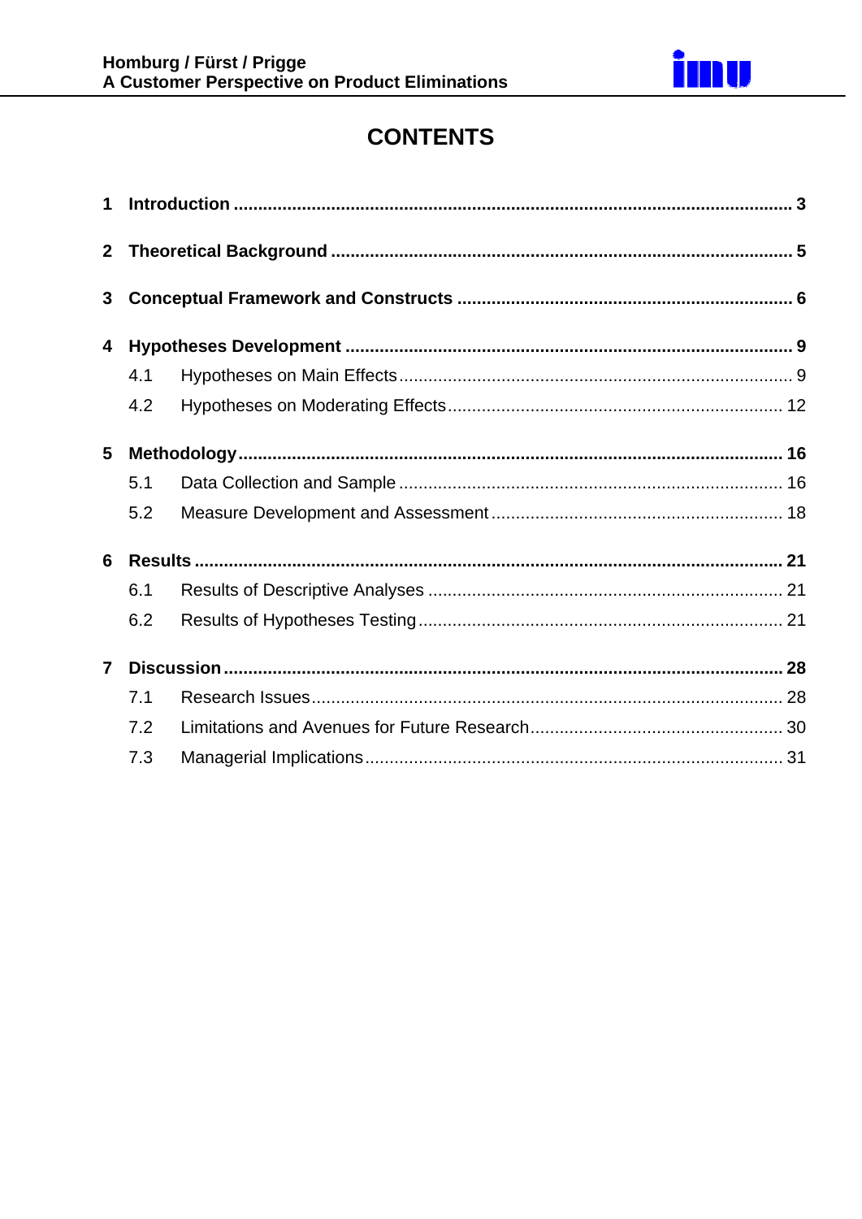# CONTENTS

**1 Introduction ............................................................ 3**

**2 Theoretical Background ............................................................ 5**

**3 Conceptual Framework and Constructs ............................................................ 6**

**4 Hypotheses Development ............................................................ 9**

4.1 Hypotheses on Main Effects ............................................................ 9

4.2 Hypotheses on Moderating Effects ............................................................ 12

**5 Methodology ............................................................ 16**

5.1 Data Collection and Sample ............................................................ 16

5.2 Measure Development and Assessment ............................................................ 18

**6 Results ............................................................ 21**

6.1 Results of Descriptive Analyses ............................................................ 21

6.2 Results of Hypotheses Testing ............................................................ 21

**7 Discussion ............................................................ 28**

7.1 Research Issues ............................................................ 28

7.2 Limitations and Avenues for Future Research ............................................................ 30

7.3 Managerial Implications ............................................................ 31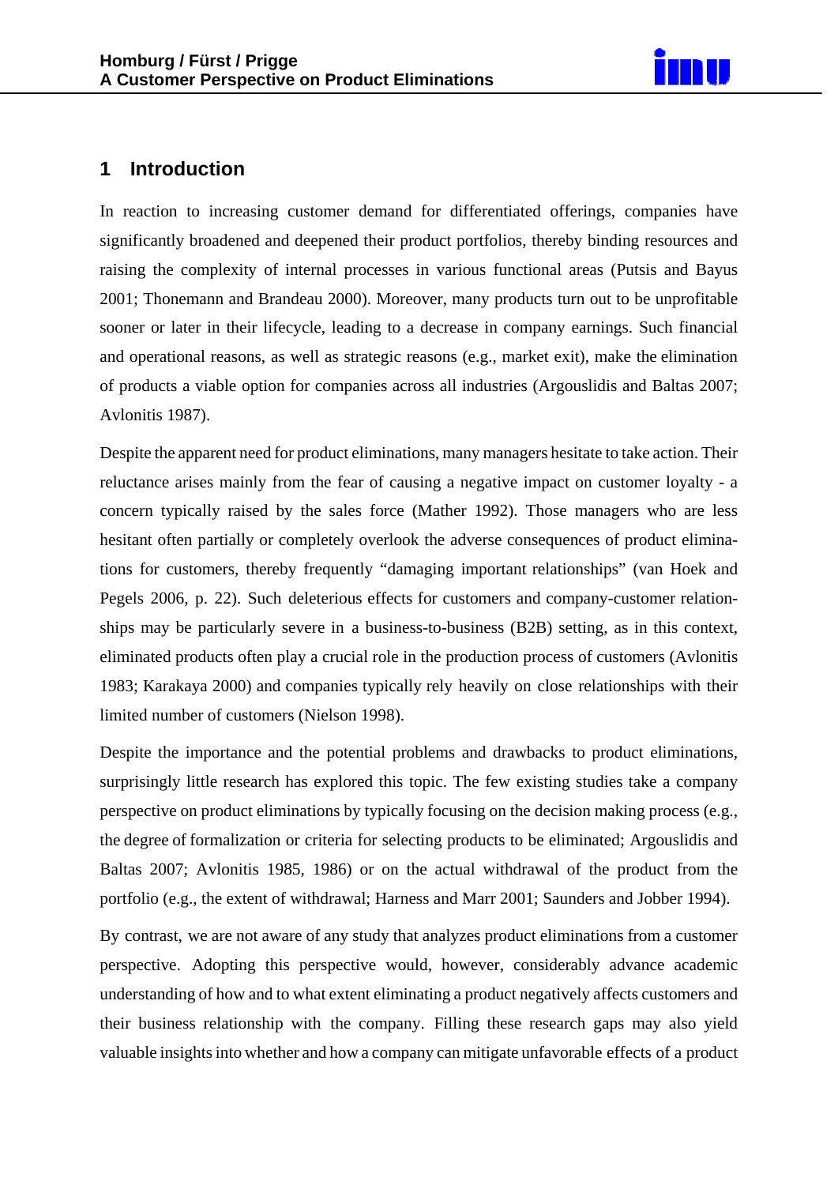# 1 Introduction

In reaction to increasing customer demand for differentiated offerings, companies have significantly broadened and deepened their product portfolios, thereby binding resources and raising the complexity of internal processes in various functional areas (Putsis and Bayus 2001; Thonemann and Brandeau 2000). Moreover, many products turn out to be unprofitable sooner or later in their lifecycle, leading to a decrease in company earnings. Such financial and operational reasons, as well as strategic reasons (e.g., market exit), make the elimination of products a viable option for companies across all industries (Argouslidis and Baltas 2007; Avlonitis 1987).

Despite the apparent need for product eliminations, many managers hesitate to take action. Their reluctance arises mainly from the fear of causing a negative impact on customer loyalty - a concern typically raised by the sales force (Mather 1992). Those managers who are less hesitant often partially or completely overlook the adverse consequences of product eliminations for customers, thereby frequently "damaging important relationships" (van Hoek and Pegels 2006, p. 22). Such deleterious effects for customers and company-customer relationships may be particularly severe in a business-to-business (B2B) setting, as in this context, eliminated products often play a crucial role in the production process of customers (Avlonitis 1983; Karakaya 2000) and companies typically rely heavily on close relationships with their limited number of customers (Nielson 1998).

Despite the importance and the potential problems and drawbacks to product eliminations, surprisingly little research has explored this topic. The few existing studies take a company perspective on product eliminations by typically focusing on the decision making process (e.g., the degree of formalization or criteria for selecting products to be eliminated; Argouslidis and Baltas 2007; Avlonitis 1985, 1986) or on the actual withdrawal of the product from the portfolio (e.g., the extent of withdrawal; Harness and Marr 2001; Saunders and Jobber 1994).

By contrast, we are not aware of any study that analyzes product eliminations from a customer perspective. Adopting this perspective would, however, considerably advance academic understanding of how and to what extent eliminating a product negatively affects customers and their business relationship with the company. Filling these research gaps may also yield valuable insights into whether and how a company can mitigate unfavorable effects of a product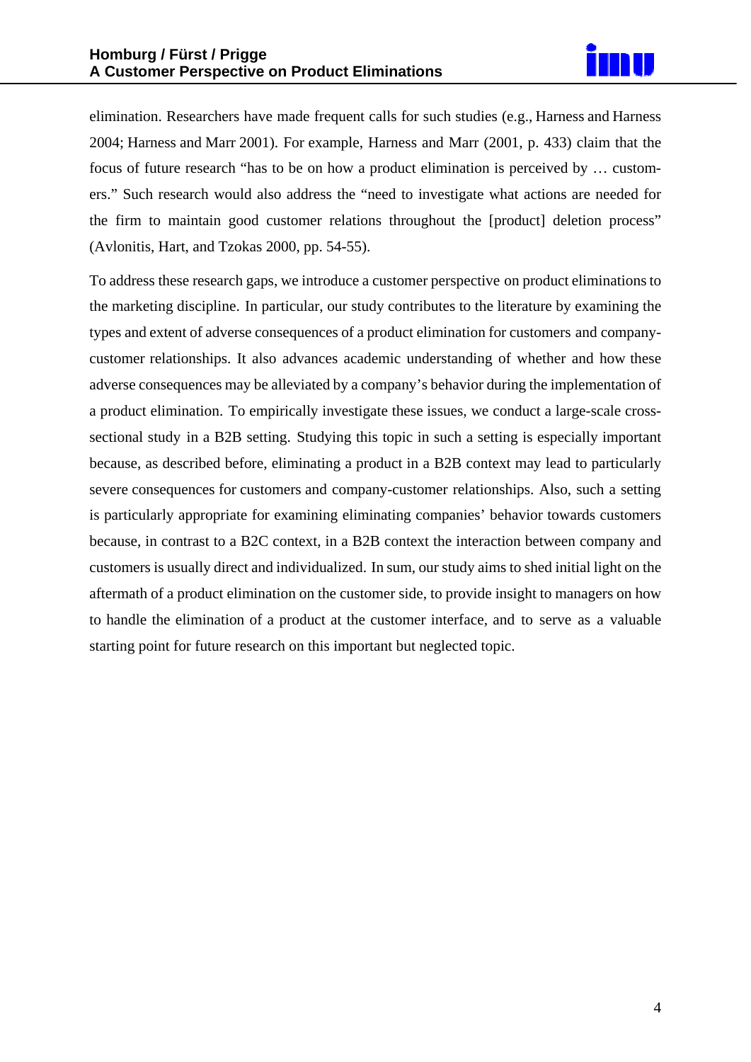elimination. Researchers have made frequent calls for such studies (e.g., Harness and Harness 2004; Harness and Marr 2001). For example, Harness and Marr (2001, p. 433) claim that the focus of future research "has to be on how a product elimination is perceived by … customers." Such research would also address the "need to investigate what actions are needed for the firm to maintain good customer relations throughout the [product] deletion process" (Avlonitis, Hart, and Tzokas 2000, pp. 54-55).

To address these research gaps, we introduce a customer perspective on product eliminations to the marketing discipline. In particular, our study contributes to the literature by examining the types and extent of adverse consequences of a product elimination for customers and company-customer relationships. It also advances academic understanding of whether and how these adverse consequences may be alleviated by a company's behavior during the implementation of a product elimination. To empirically investigate these issues, we conduct a large-scale cross-sectional study in a B2B setting. Studying this topic in such a setting is especially important because, as described before, eliminating a product in a B2B context may lead to particularly severe consequences for customers and company-customer relationships. Also, such a setting is particularly appropriate for examining eliminating companies' behavior towards customers because, in contrast to a B2C context, in a B2B context the interaction between company and customers is usually direct and individualized. In sum, our study aims to shed initial light on the aftermath of a product elimination on the customer side, to provide insight to managers on how to handle the elimination of a product at the customer interface, and to serve as a valuable starting point for future research on this important but neglected topic.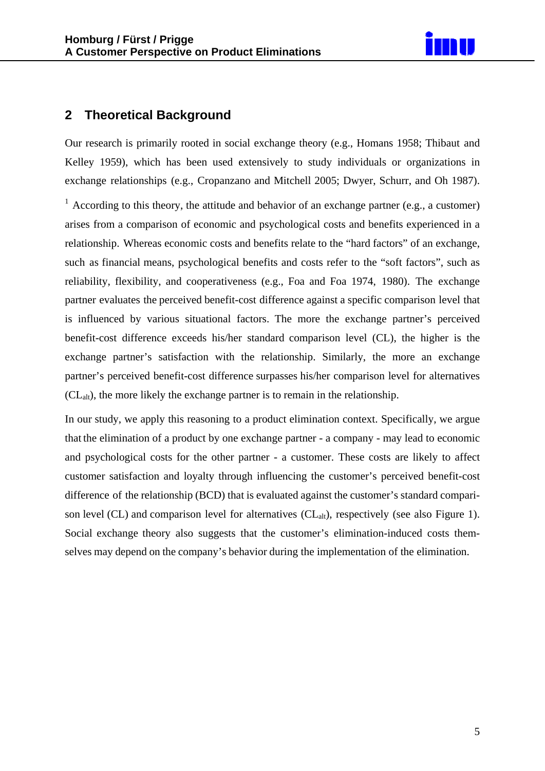## 2 Theoretical Background

Our research is primarily rooted in social exchange theory (e.g., Homans 1958; Thibaut and Kelley 1959), which has been used extensively to study individuals or organizations in exchange relationships (e.g., Cropanzano and Mitchell 2005; Dwyer, Schurr, and Oh 1987).

[1] According to this theory, the attitude and behavior of an exchange partner (e.g., a customer) arises from a comparison of economic and psychological costs and benefits experienced in a relationship. Whereas economic costs and benefits relate to the "hard factors" of an exchange, such as financial means, psychological benefits and costs refer to the "soft factors", such as reliability, flexibility, and cooperativeness (e.g., Foa and Foa 1974, 1980). The exchange partner evaluates the perceived benefit-cost difference against a specific comparison level that is influenced by various situational factors. The more the exchange partner's perceived benefit-cost difference exceeds his/her standard comparison level (CL), the higher is the exchange partner's satisfaction with the relationship. Similarly, the more an exchange partner's perceived benefit-cost difference surpasses his/her comparison level for alternatives ($CL_{alt}$), the more likely the exchange partner is to remain in the relationship.

In our study, we apply this reasoning to a product elimination context. Specifically, we argue that the elimination of a product by one exchange partner - a company - may lead to economic and psychological costs for the other partner - a customer. These costs are likely to affect customer satisfaction and loyalty through influencing the customer's perceived benefit-cost difference of the relationship (BCD) that is evaluated against the customer's standard comparison level (CL) and comparison level for alternatives ($CL_{alt}$), respectively (see also Figure 1). Social exchange theory also suggests that the customer's elimination-induced costs themselves may depend on the company's behavior during the implementation of the elimination.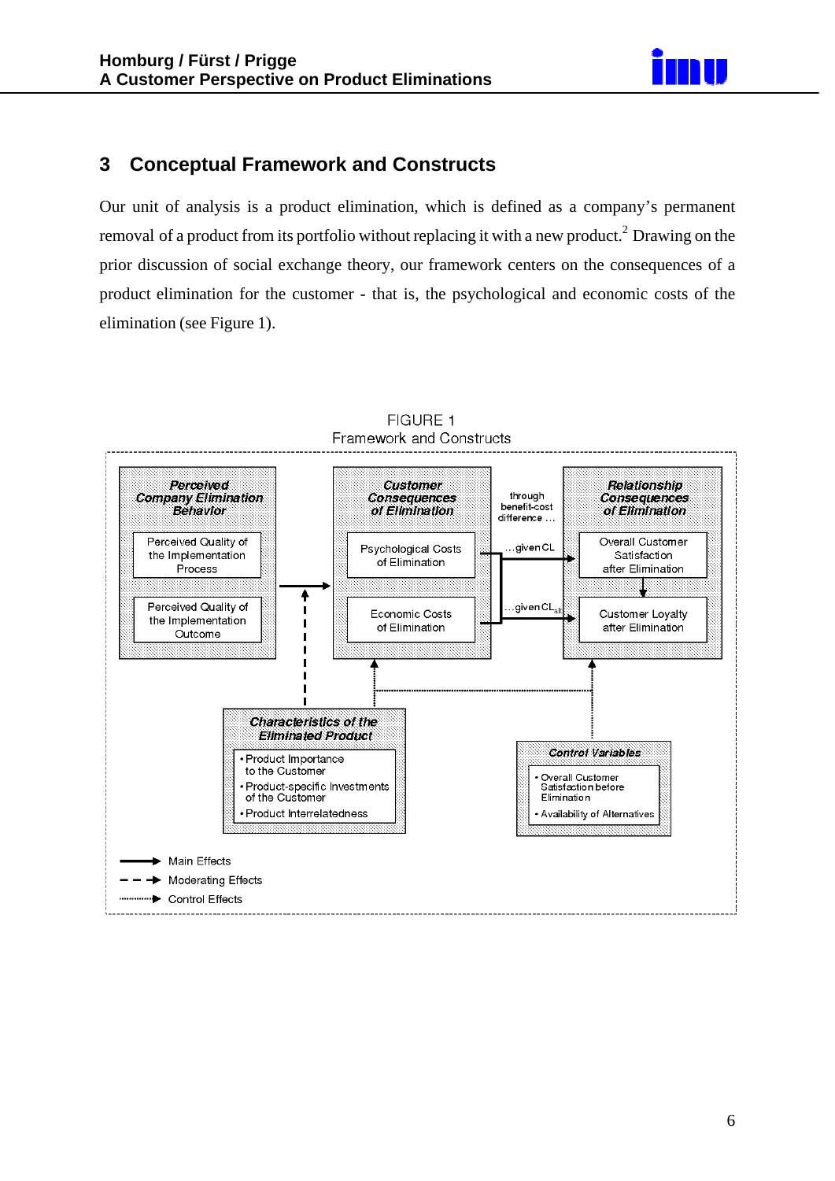## 3 Conceptual Framework and Constructs

Our unit of analysis is a product elimination, which is defined as a company's permanent removal of a product from its portfolio without replacing it with a new product.[2] Drawing on the prior discussion of social exchange theory, our framework centers on the consequences of a product elimination for the customer - that is, the psychological and economic costs of the elimination (see Figure 1).

FIGURE 1
Framework and Constructs

**Perceived Company Elimination Behavior**
- Perceived Quality of the Implementation Process
- Perceived Quality of the Implementation Outcome

**Customer Consequences of Elimination**
- Psychological Costs of Elimination
- Economic Costs of Elimination

through benefit-cost difference … …given CL; …given $CL_{alt}$

**Relationship Consequences of Elimination**
- Overall Customer Satisfaction after Elimination
- Customer Loyalty after Elimination

**Characteristics of the Eliminated Product**
- Product Importance to the Customer
- Product-specific Investments of the Customer
- Product Interrelatedness

**Control Variables**
- Overall Customer Satisfaction before Elimination
- Availability of Alternatives

Main Effects
Moderating Effects
Control Effects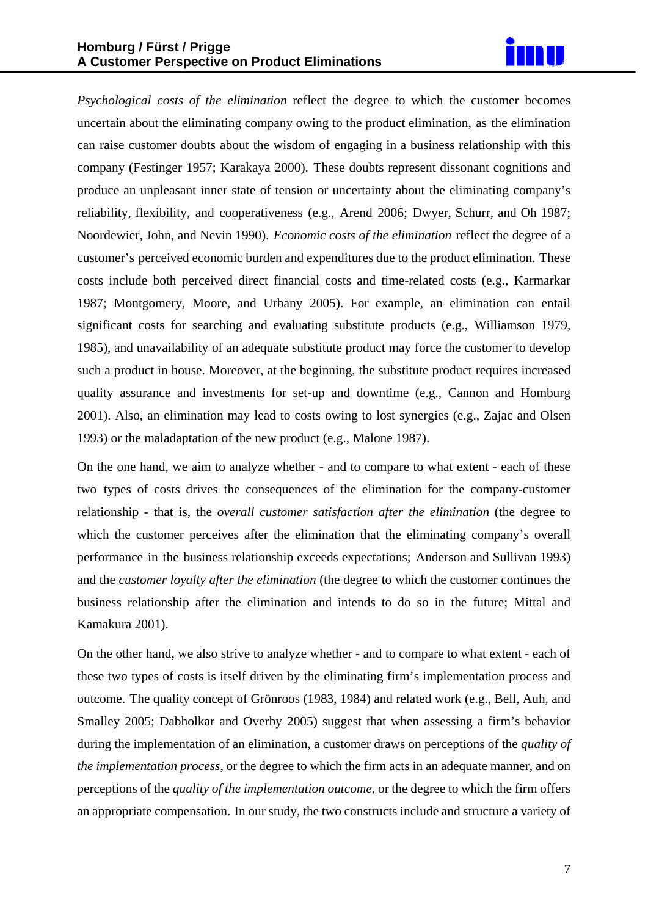*Psychological costs of the elimination* reflect the degree to which the customer becomes uncertain about the eliminating company owing to the product elimination, as the elimination can raise customer doubts about the wisdom of engaging in a business relationship with this company (Festinger 1957; Karakaya 2000). These doubts represent dissonant cognitions and produce an unpleasant inner state of tension or uncertainty about the eliminating company's reliability, flexibility, and cooperativeness (e.g., Arend 2006; Dwyer, Schurr, and Oh 1987; Noordewier, John, and Nevin 1990). *Economic costs of the elimination* reflect the degree of a customer's perceived economic burden and expenditures due to the product elimination. These costs include both perceived direct financial costs and time-related costs (e.g., Karmarkar 1987; Montgomery, Moore, and Urbany 2005). For example, an elimination can entail significant costs for searching and evaluating substitute products (e.g., Williamson 1979, 1985), and unavailability of an adequate substitute product may force the customer to develop such a product in house. Moreover, at the beginning, the substitute product requires increased quality assurance and investments for set-up and downtime (e.g., Cannon and Homburg 2001). Also, an elimination may lead to costs owing to lost synergies (e.g., Zajac and Olsen 1993) or the maladaptation of the new product (e.g., Malone 1987).

On the one hand, we aim to analyze whether - and to compare to what extent - each of these two types of costs drives the consequences of the elimination for the company-customer relationship - that is, the *overall customer satisfaction after the elimination* (the degree to which the customer perceives after the elimination that the eliminating company's overall performance in the business relationship exceeds expectations; Anderson and Sullivan 1993) and the *customer loyalty after the elimination* (the degree to which the customer continues the business relationship after the elimination and intends to do so in the future; Mittal and Kamakura 2001).

On the other hand, we also strive to analyze whether - and to compare to what extent - each of these two types of costs is itself driven by the eliminating firm's implementation process and outcome. The quality concept of Grönroos (1983, 1984) and related work (e.g., Bell, Auh, and Smalley 2005; Dabholkar and Overby 2005) suggest that when assessing a firm's behavior during the implementation of an elimination, a customer draws on perceptions of the *quality of the implementation process*, or the degree to which the firm acts in an adequate manner, and on perceptions of the *quality of the implementation outcome*, or the degree to which the firm offers an appropriate compensation. In our study, the two constructs include and structure a variety of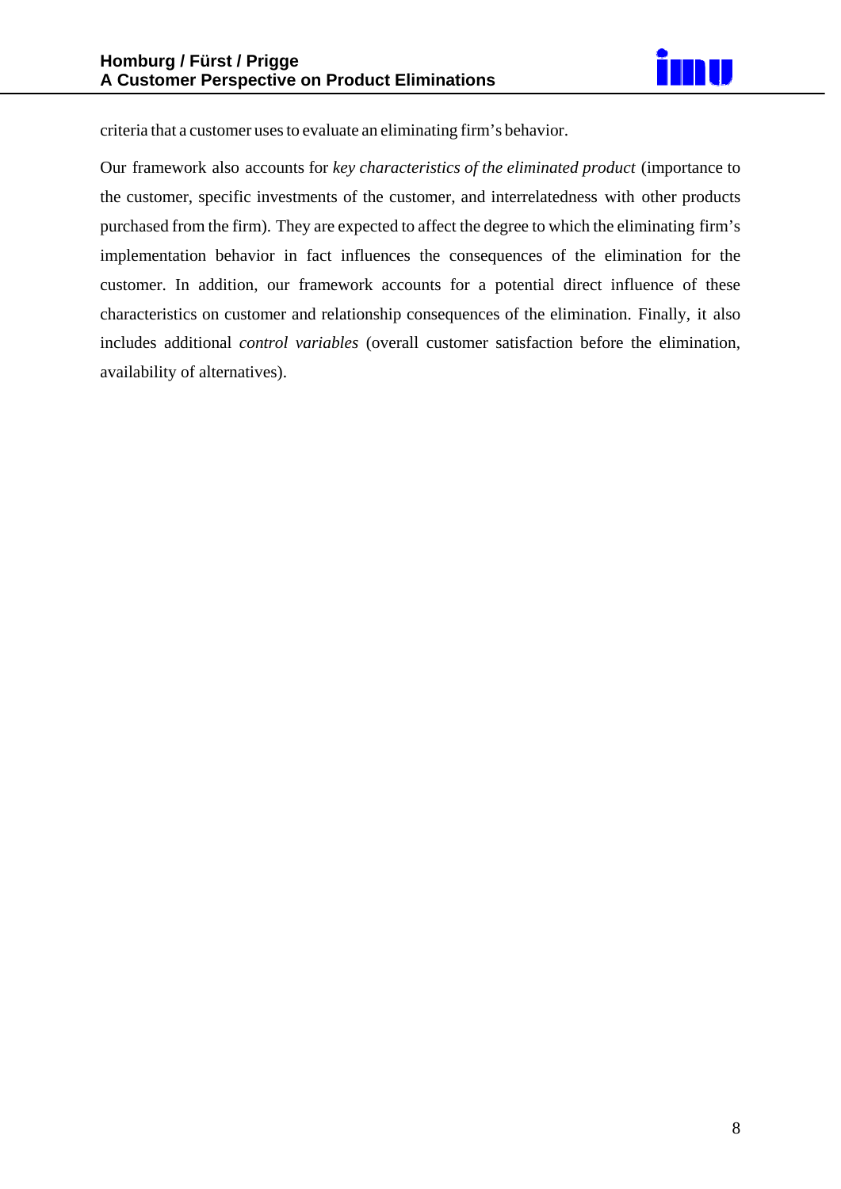criteria that a customer uses to evaluate an eliminating firm's behavior.

Our framework also accounts for *key characteristics of the eliminated product* (importance to the customer, specific investments of the customer, and interrelatedness with other products purchased from the firm). They are expected to affect the degree to which the eliminating firm's implementation behavior in fact influences the consequences of the elimination for the customer. In addition, our framework accounts for a potential direct influence of these characteristics on customer and relationship consequences of the elimination. Finally, it also includes additional *control variables* (overall customer satisfaction before the elimination, availability of alternatives).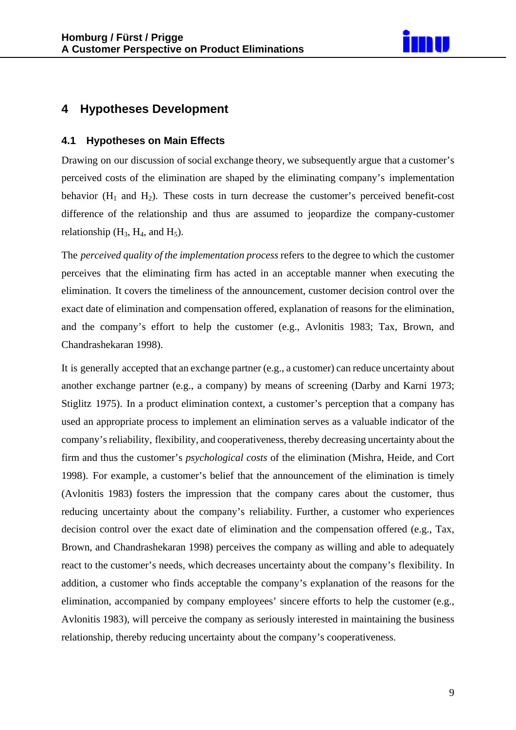# 4 Hypotheses Development

## 4.1 Hypotheses on Main Effects

Drawing on our discussion of social exchange theory, we subsequently argue that a customer's perceived costs of the elimination are shaped by the eliminating company's implementation behavior ($H_1$ and $H_2$). These costs in turn decrease the customer's perceived benefit-cost difference of the relationship and thus are assumed to jeopardize the company-customer relationship ($H_3$, $H_4$, and $H_5$).

The *perceived quality of the implementation process* refers to the degree to which the customer perceives that the eliminating firm has acted in an acceptable manner when executing the elimination. It covers the timeliness of the announcement, customer decision control over the exact date of elimination and compensation offered, explanation of reasons for the elimination, and the company's effort to help the customer (e.g., Avlonitis 1983; Tax, Brown, and Chandrashekaran 1998).

It is generally accepted that an exchange partner (e.g., a customer) can reduce uncertainty about another exchange partner (e.g., a company) by means of screening (Darby and Karni 1973; Stiglitz 1975). In a product elimination context, a customer's perception that a company has used an appropriate process to implement an elimination serves as a valuable indicator of the company's reliability, flexibility, and cooperativeness, thereby decreasing uncertainty about the firm and thus the customer's *psychological costs* of the elimination (Mishra, Heide, and Cort 1998). For example, a customer's belief that the announcement of the elimination is timely (Avlonitis 1983) fosters the impression that the company cares about the customer, thus reducing uncertainty about the company's reliability. Further, a customer who experiences decision control over the exact date of elimination and the compensation offered (e.g., Tax, Brown, and Chandrashekaran 1998) perceives the company as willing and able to adequately react to the customer's needs, which decreases uncertainty about the company's flexibility. In addition, a customer who finds acceptable the company's explanation of the reasons for the elimination, accompanied by company employees' sincere efforts to help the customer (e.g., Avlonitis 1983), will perceive the company as seriously interested in maintaining the business relationship, thereby reducing uncertainty about the company's cooperativeness.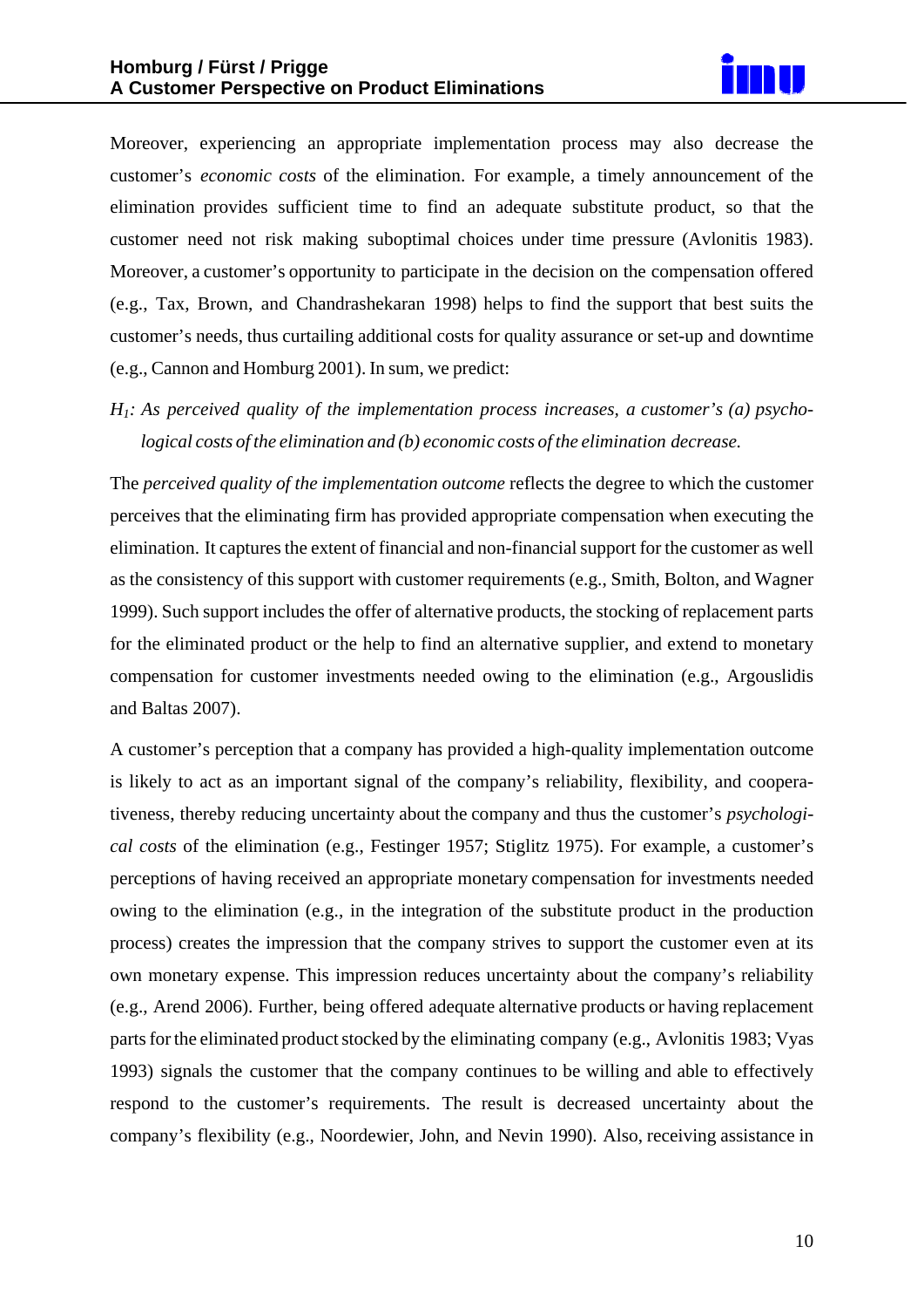Moreover, experiencing an appropriate implementation process may also decrease the customer's *economic costs* of the elimination. For example, a timely announcement of the elimination provides sufficient time to find an adequate substitute product, so that the customer need not risk making suboptimal choices under time pressure (Avlonitis 1983). Moreover, a customer's opportunity to participate in the decision on the compensation offered (e.g., Tax, Brown, and Chandrashekaran 1998) helps to find the support that best suits the customer's needs, thus curtailing additional costs for quality assurance or set-up and downtime (e.g., Cannon and Homburg 2001). In sum, we predict:

*$H_1$: As perceived quality of the implementation process increases, a customer's (a) psychological costs of the elimination and (b) economic costs of the elimination decrease.*

The *perceived quality of the implementation outcome* reflects the degree to which the customer perceives that the eliminating firm has provided appropriate compensation when executing the elimination. It captures the extent of financial and non-financial support for the customer as well as the consistency of this support with customer requirements (e.g., Smith, Bolton, and Wagner 1999). Such support includes the offer of alternative products, the stocking of replacement parts for the eliminated product or the help to find an alternative supplier, and extend to monetary compensation for customer investments needed owing to the elimination (e.g., Argouslidis and Baltas 2007).

A customer's perception that a company has provided a high-quality implementation outcome is likely to act as an important signal of the company's reliability, flexibility, and cooperativeness, thereby reducing uncertainty about the company and thus the customer's *psychological costs* of the elimination (e.g., Festinger 1957; Stiglitz 1975). For example, a customer's perceptions of having received an appropriate monetary compensation for investments needed owing to the elimination (e.g., in the integration of the substitute product in the production process) creates the impression that the company strives to support the customer even at its own monetary expense. This impression reduces uncertainty about the company's reliability (e.g., Arend 2006). Further, being offered adequate alternative products or having replacement parts for the eliminated product stocked by the eliminating company (e.g., Avlonitis 1983; Vyas 1993) signals the customer that the company continues to be willing and able to effectively respond to the customer's requirements. The result is decreased uncertainty about the company's flexibility (e.g., Noordewier, John, and Nevin 1990). Also, receiving assistance in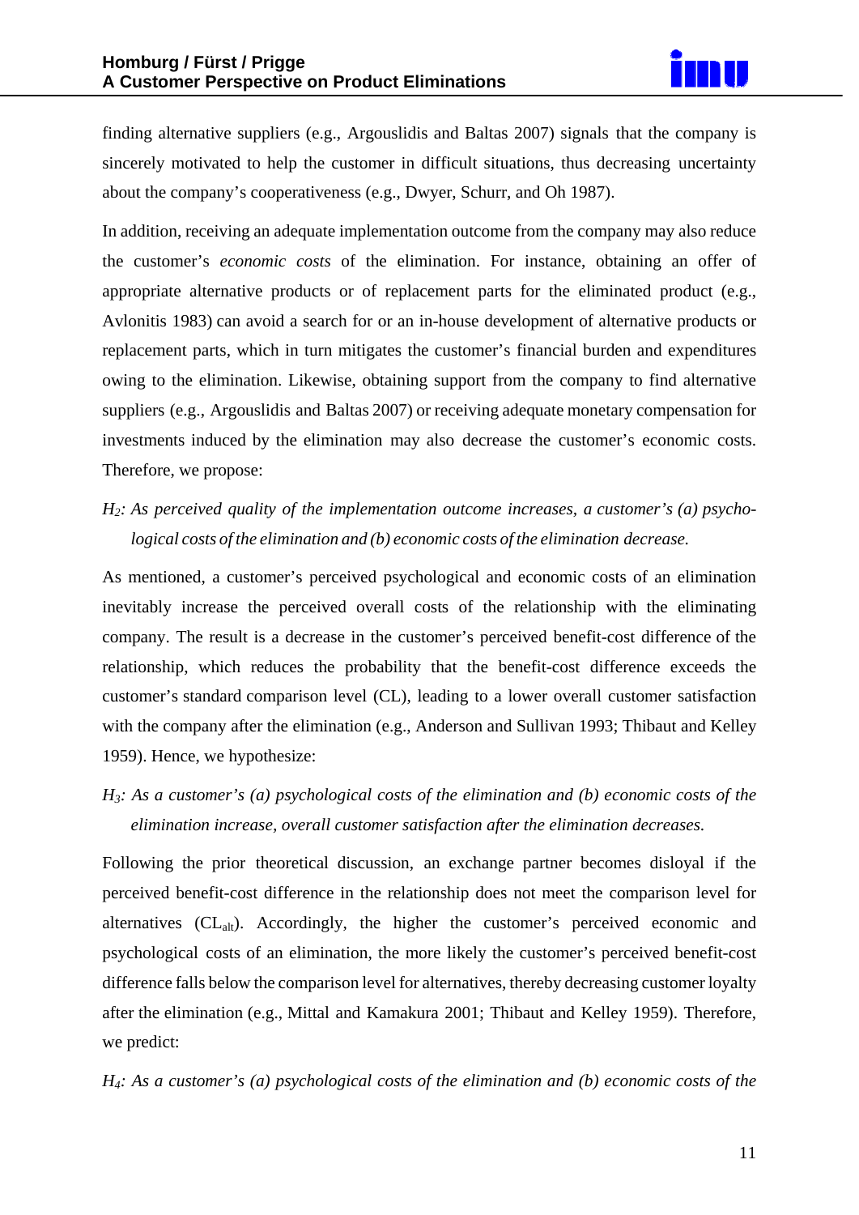finding alternative suppliers (e.g., Argouslidis and Baltas 2007) signals that the company is sincerely motivated to help the customer in difficult situations, thus decreasing uncertainty about the company's cooperativeness (e.g., Dwyer, Schurr, and Oh 1987).

In addition, receiving an adequate implementation outcome from the company may also reduce the customer's *economic costs* of the elimination. For instance, obtaining an offer of appropriate alternative products or of replacement parts for the eliminated product (e.g., Avlonitis 1983) can avoid a search for or an in-house development of alternative products or replacement parts, which in turn mitigates the customer's financial burden and expenditures owing to the elimination. Likewise, obtaining support from the company to find alternative suppliers (e.g., Argouslidis and Baltas 2007) or receiving adequate monetary compensation for investments induced by the elimination may also decrease the customer's economic costs. Therefore, we propose:

*$H_2$: As perceived quality of the implementation outcome increases, a customer's (a) psychological costs of the elimination and (b) economic costs of the elimination decrease.*

As mentioned, a customer's perceived psychological and economic costs of an elimination inevitably increase the perceived overall costs of the relationship with the eliminating company. The result is a decrease in the customer's perceived benefit-cost difference of the relationship, which reduces the probability that the benefit-cost difference exceeds the customer's standard comparison level (CL), leading to a lower overall customer satisfaction with the company after the elimination (e.g., Anderson and Sullivan 1993; Thibaut and Kelley 1959). Hence, we hypothesize:

*$H_3$: As a customer's (a) psychological costs of the elimination and (b) economic costs of the elimination increase, overall customer satisfaction after the elimination decreases.*

Following the prior theoretical discussion, an exchange partner becomes disloyal if the perceived benefit-cost difference in the relationship does not meet the comparison level for alternatives ($CL_{alt}$). Accordingly, the higher the customer's perceived economic and psychological costs of an elimination, the more likely the customer's perceived benefit-cost difference falls below the comparison level for alternatives, thereby decreasing customer loyalty after the elimination (e.g., Mittal and Kamakura 2001; Thibaut and Kelley 1959). Therefore, we predict:

*$H_4$: As a customer's (a) psychological costs of the elimination and (b) economic costs of the*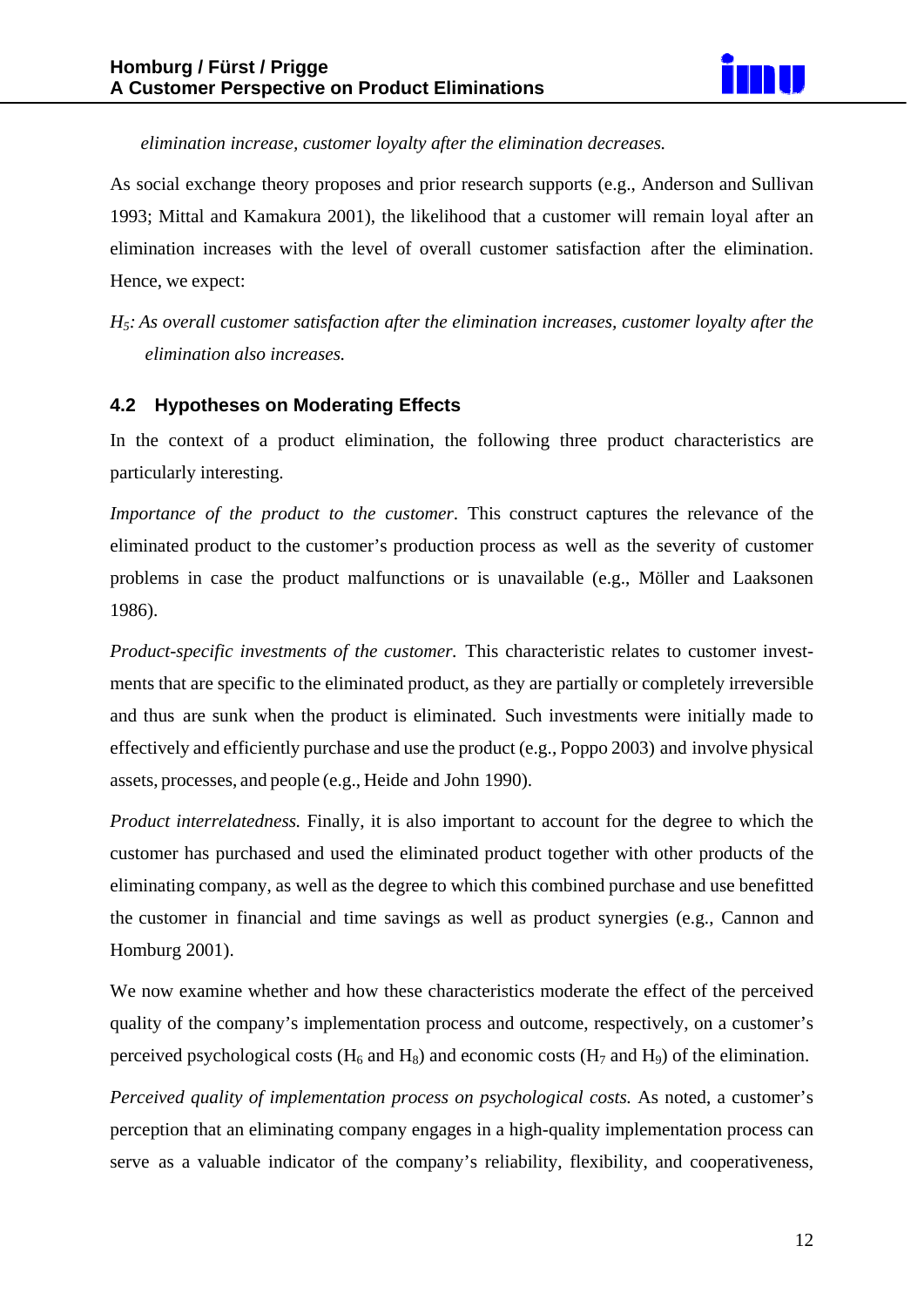*elimination increase, customer loyalty after the elimination decreases.*

As social exchange theory proposes and prior research supports (e.g., Anderson and Sullivan 1993; Mittal and Kamakura 2001), the likelihood that a customer will remain loyal after an elimination increases with the level of overall customer satisfaction after the elimination. Hence, we expect:

*$H_5$: As overall customer satisfaction after the elimination increases, customer loyalty after the elimination also increases.*

### 4.2 Hypotheses on Moderating Effects

In the context of a product elimination, the following three product characteristics are particularly interesting.

*Importance of the product to the customer.* This construct captures the relevance of the eliminated product to the customer's production process as well as the severity of customer problems in case the product malfunctions or is unavailable (e.g., Möller and Laaksonen 1986).

*Product-specific investments of the customer.* This characteristic relates to customer investments that are specific to the eliminated product, as they are partially or completely irreversible and thus are sunk when the product is eliminated. Such investments were initially made to effectively and efficiently purchase and use the product (e.g., Poppo 2003) and involve physical assets, processes, and people (e.g., Heide and John 1990).

*Product interrelatedness.* Finally, it is also important to account for the degree to which the customer has purchased and used the eliminated product together with other products of the eliminating company, as well as the degree to which this combined purchase and use benefitted the customer in financial and time savings as well as product synergies (e.g., Cannon and Homburg 2001).

We now examine whether and how these characteristics moderate the effect of the perceived quality of the company's implementation process and outcome, respectively, on a customer's perceived psychological costs ($H_6$ and $H_8$) and economic costs ($H_7$ and $H_9$) of the elimination.

*Perceived quality of implementation process on psychological costs.* As noted, a customer's perception that an eliminating company engages in a high-quality implementation process can serve as a valuable indicator of the company's reliability, flexibility, and cooperativeness,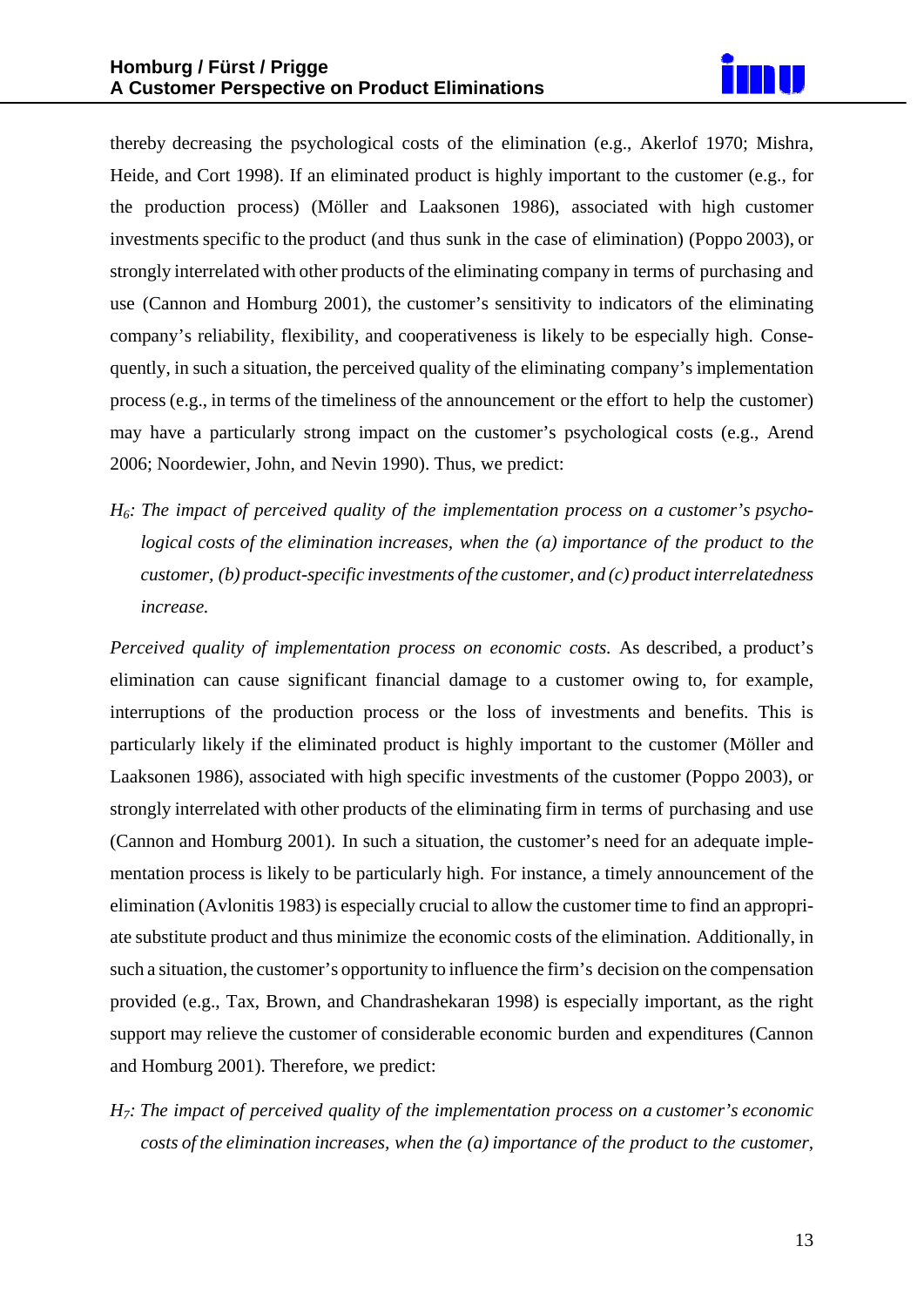thereby decreasing the psychological costs of the elimination (e.g., Akerlof 1970; Mishra, Heide, and Cort 1998). If an eliminated product is highly important to the customer (e.g., for the production process) (Möller and Laaksonen 1986), associated with high customer investments specific to the product (and thus sunk in the case of elimination) (Poppo 2003), or strongly interrelated with other products of the eliminating company in terms of purchasing and use (Cannon and Homburg 2001), the customer's sensitivity to indicators of the eliminating company's reliability, flexibility, and cooperativeness is likely to be especially high. Consequently, in such a situation, the perceived quality of the eliminating company's implementation process (e.g., in terms of the timeliness of the announcement or the effort to help the customer) may have a particularly strong impact on the customer's psychological costs (e.g., Arend 2006; Noordewier, John, and Nevin 1990). Thus, we predict:

*$H_6$: The impact of perceived quality of the implementation process on a customer's psychological costs of the elimination increases, when the (a) importance of the product to the customer, (b) product-specific investments of the customer, and (c) product interrelatedness increase.*

*Perceived quality of implementation process on economic costs.* As described, a product's elimination can cause significant financial damage to a customer owing to, for example, interruptions of the production process or the loss of investments and benefits. This is particularly likely if the eliminated product is highly important to the customer (Möller and Laaksonen 1986), associated with high specific investments of the customer (Poppo 2003), or strongly interrelated with other products of the eliminating firm in terms of purchasing and use (Cannon and Homburg 2001). In such a situation, the customer's need for an adequate implementation process is likely to be particularly high. For instance, a timely announcement of the elimination (Avlonitis 1983) is especially crucial to allow the customer time to find an appropriate substitute product and thus minimize the economic costs of the elimination. Additionally, in such a situation, the customer's opportunity to influence the firm's decision on the compensation provided (e.g., Tax, Brown, and Chandrashekaran 1998) is especially important, as the right support may relieve the customer of considerable economic burden and expenditures (Cannon and Homburg 2001). Therefore, we predict:

*$H_7$: The impact of perceived quality of the implementation process on a customer's economic costs of the elimination increases, when the (a) importance of the product to the customer,*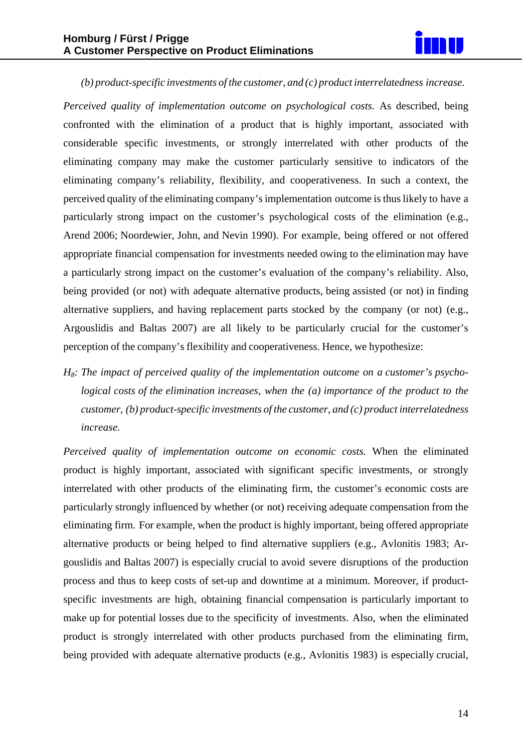*(b) product-specific investments of the customer, and (c) product interrelatedness increase.*

*Perceived quality of implementation outcome on psychological costs.* As described, being confronted with the elimination of a product that is highly important, associated with considerable specific investments, or strongly interrelated with other products of the eliminating company may make the customer particularly sensitive to indicators of the eliminating company's reliability, flexibility, and cooperativeness. In such a context, the perceived quality of the eliminating company's implementation outcome is thus likely to have a particularly strong impact on the customer's psychological costs of the elimination (e.g., Arend 2006; Noordewier, John, and Nevin 1990). For example, being offered or not offered appropriate financial compensation for investments needed owing to the elimination may have a particularly strong impact on the customer's evaluation of the company's reliability. Also, being provided (or not) with adequate alternative products, being assisted (or not) in finding alternative suppliers, and having replacement parts stocked by the company (or not) (e.g., Argouslidis and Baltas 2007) are all likely to be particularly crucial for the customer's perception of the company's flexibility and cooperativeness. Hence, we hypothesize:

*$H_8$: The impact of perceived quality of the implementation outcome on a customer's psychological costs of the elimination increases, when the (a) importance of the product to the customer, (b) product-specific investments of the customer, and (c) product interrelatedness increase.*

*Perceived quality of implementation outcome on economic costs.* When the eliminated product is highly important, associated with significant specific investments, or strongly interrelated with other products of the eliminating firm, the customer's economic costs are particularly strongly influenced by whether (or not) receiving adequate compensation from the eliminating firm. For example, when the product is highly important, being offered appropriate alternative products or being helped to find alternative suppliers (e.g., Avlonitis 1983; Argouslidis and Baltas 2007) is especially crucial to avoid severe disruptions of the production process and thus to keep costs of set-up and downtime at a minimum. Moreover, if product-specific investments are high, obtaining financial compensation is particularly important to make up for potential losses due to the specificity of investments. Also, when the eliminated product is strongly interrelated with other products purchased from the eliminating firm, being provided with adequate alternative products (e.g., Avlonitis 1983) is especially crucial,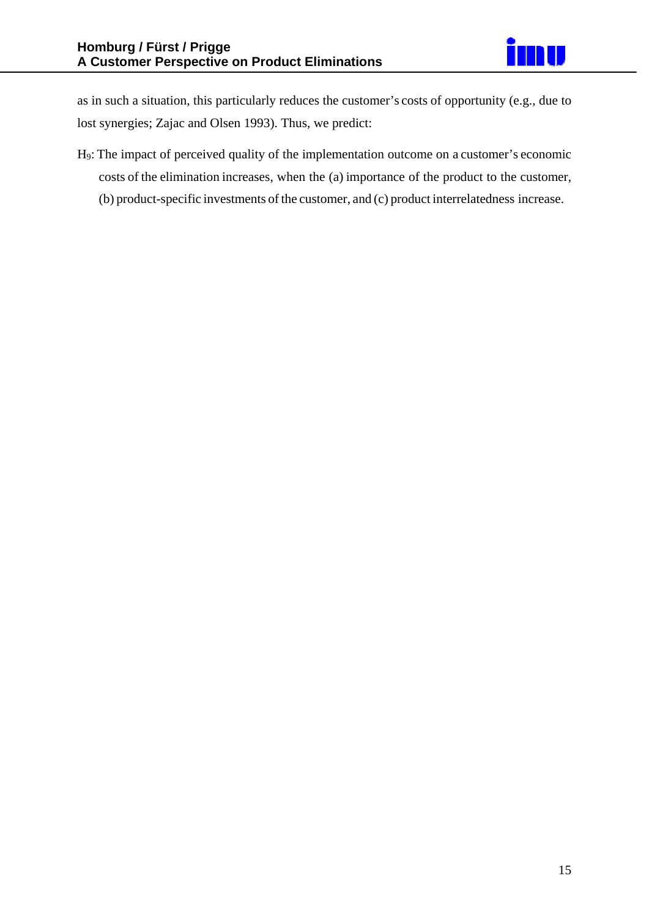as in such a situation, this particularly reduces the customer's costs of opportunity (e.g., due to lost synergies; Zajac and Olsen 1993). Thus, we predict:

$H_9$: The impact of perceived quality of the implementation outcome on a customer's economic costs of the elimination increases, when the (a) importance of the product to the customer, (b) product-specific investments of the customer, and (c) product interrelatedness increase.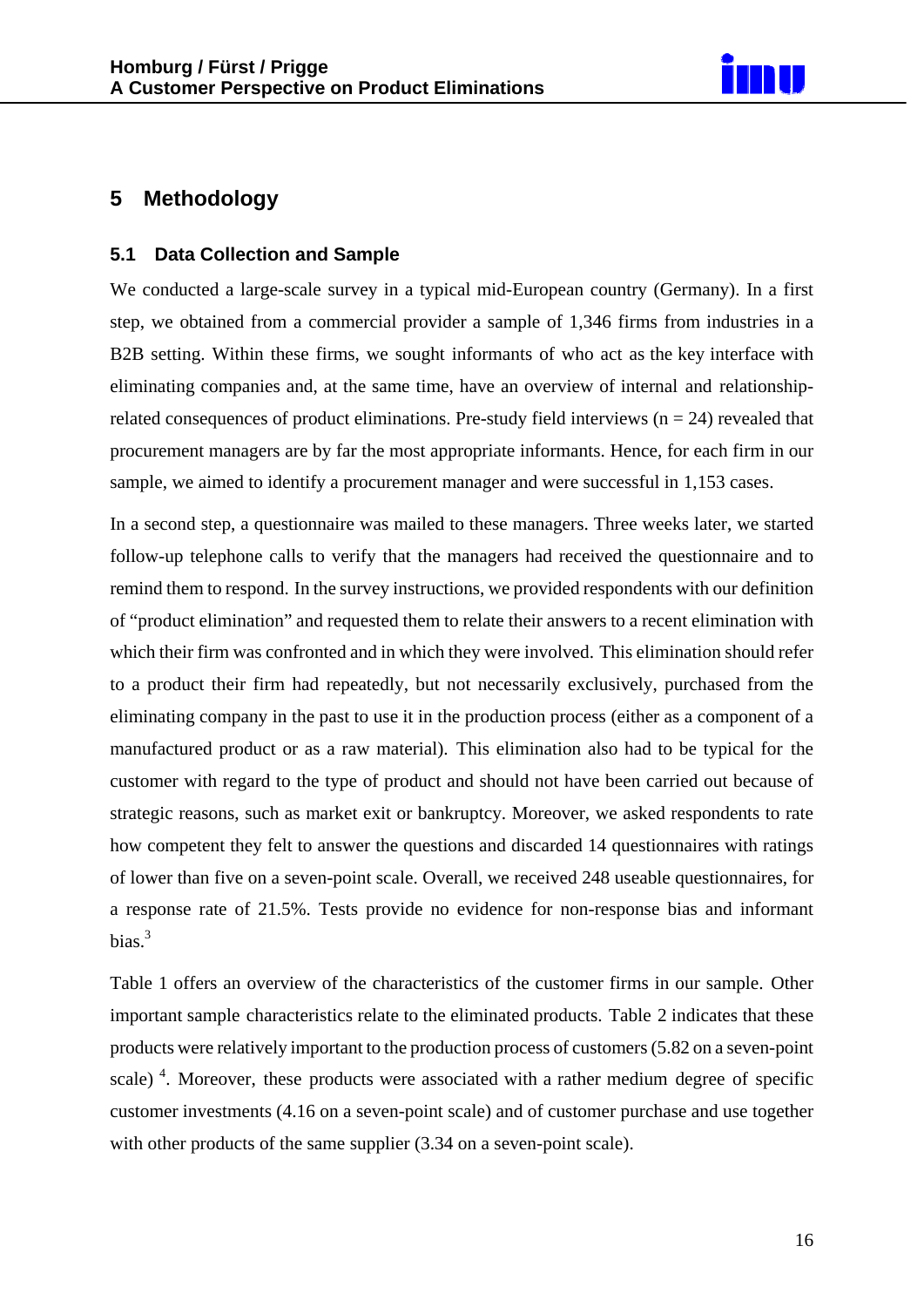# 5 Methodology

## 5.1 Data Collection and Sample

We conducted a large-scale survey in a typical mid-European country (Germany). In a first step, we obtained from a commercial provider a sample of 1,346 firms from industries in a B2B setting. Within these firms, we sought informants of who act as the key interface with eliminating companies and, at the same time, have an overview of internal and relationship-related consequences of product eliminations. Pre-study field interviews (n = 24) revealed that procurement managers are by far the most appropriate informants. Hence, for each firm in our sample, we aimed to identify a procurement manager and were successful in 1,153 cases.

In a second step, a questionnaire was mailed to these managers. Three weeks later, we started follow-up telephone calls to verify that the managers had received the questionnaire and to remind them to respond. In the survey instructions, we provided respondents with our definition of "product elimination" and requested them to relate their answers to a recent elimination with which their firm was confronted and in which they were involved. This elimination should refer to a product their firm had repeatedly, but not necessarily exclusively, purchased from the eliminating company in the past to use it in the production process (either as a component of a manufactured product or as a raw material). This elimination also had to be typical for the customer with regard to the type of product and should not have been carried out because of strategic reasons, such as market exit or bankruptcy. Moreover, we asked respondents to rate how competent they felt to answer the questions and discarded 14 questionnaires with ratings of lower than five on a seven-point scale. Overall, we received 248 useable questionnaires, for a response rate of 21.5%. Tests provide no evidence for non-response bias and informant bias.[3]

Table 1 offers an overview of the characteristics of the customer firms in our sample. Other important sample characteristics relate to the eliminated products. Table 2 indicates that these products were relatively important to the production process of customers (5.82 on a seven-point scale) [4]. Moreover, these products were associated with a rather medium degree of specific customer investments (4.16 on a seven-point scale) and of customer purchase and use together with other products of the same supplier (3.34 on a seven-point scale).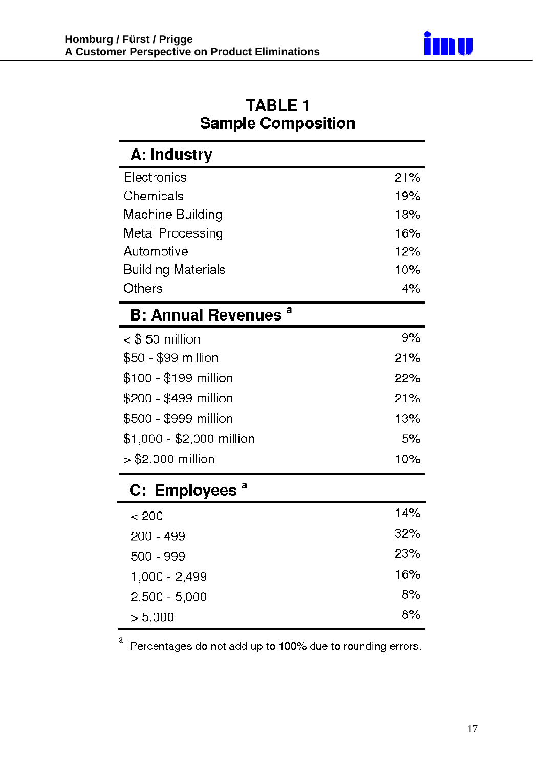## TABLE 1
## Sample Composition

| A: Industry | |
|---|---|
| Electronics | 21% |
| Chemicals | 19% |
| Machine Building | 18% |
| Metal Processing | 16% |
| Automotive | 12% |
| Building Materials | 10% |
| Others | 4% |
| **B: Annual Revenues [a]** | |
| < $ 50 million | 9% |
| $50 - $99 million | 21% |
| $100 - $199 million | 22% |
| $200 - $499 million | 21% |
| $500 - $999 million | 13% |
| $1,000 - $2,000 million | 5% |
| > $2,000 million | 10% |
| **C: Employees [a]** | |
| < 200 | 14% |
| 200 - 499 | 32% |
| 500 - 999 | 23% |
| 1,000 - 2,499 | 16% |
| 2,500 - 5,000 | 8% |
| > 5,000 | 8% |

[a] Percentages do not add up to 100% due to rounding errors.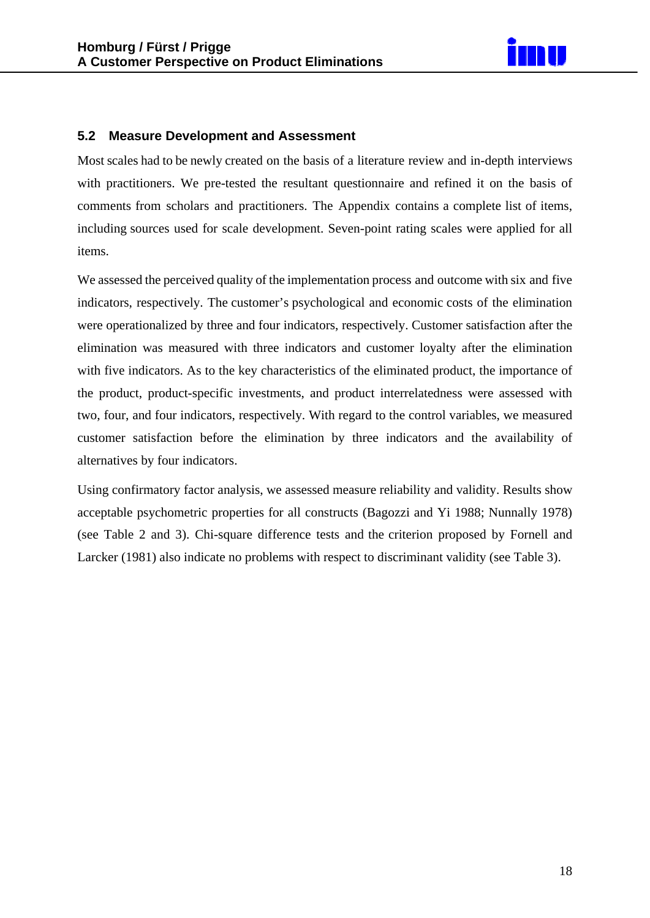### 5.2 Measure Development and Assessment

Most scales had to be newly created on the basis of a literature review and in-depth interviews with practitioners. We pre-tested the resultant questionnaire and refined it on the basis of comments from scholars and practitioners. The Appendix contains a complete list of items, including sources used for scale development. Seven-point rating scales were applied for all items.

We assessed the perceived quality of the implementation process and outcome with six and five indicators, respectively. The customer's psychological and economic costs of the elimination were operationalized by three and four indicators, respectively. Customer satisfaction after the elimination was measured with three indicators and customer loyalty after the elimination with five indicators. As to the key characteristics of the eliminated product, the importance of the product, product-specific investments, and product interrelatedness were assessed with two, four, and four indicators, respectively. With regard to the control variables, we measured customer satisfaction before the elimination by three indicators and the availability of alternatives by four indicators.

Using confirmatory factor analysis, we assessed measure reliability and validity. Results show acceptable psychometric properties for all constructs (Bagozzi and Yi 1988; Nunnally 1978) (see Table 2 and 3). Chi-square difference tests and the criterion proposed by Fornell and Larcker (1981) also indicate no problems with respect to discriminant validity (see Table 3).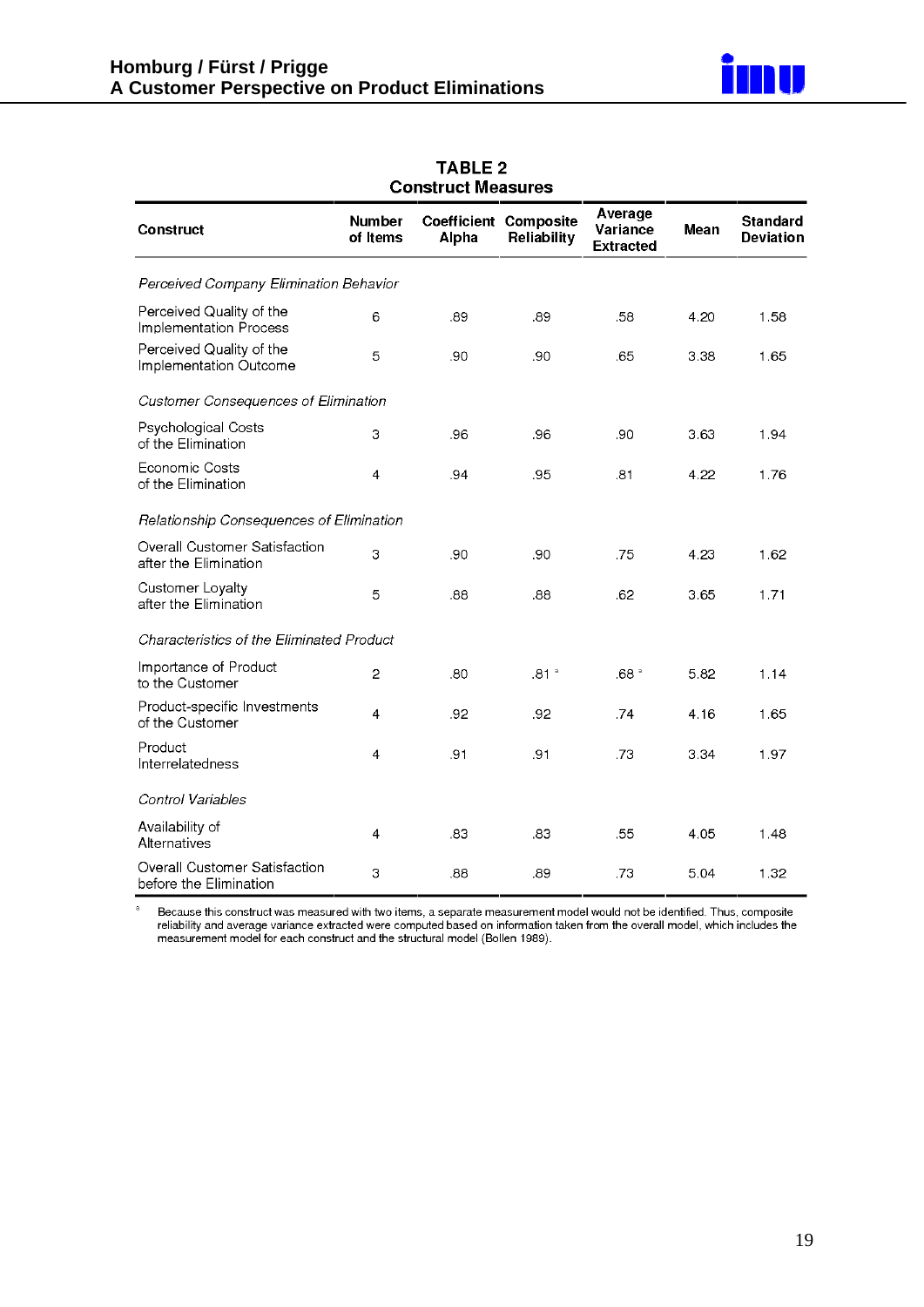## TABLE 2
### Construct Measures

| Construct | Number of Items | Coefficient Alpha | Composite Reliability | Average Variance Extracted | Mean | Standard Deviation |
|---|---|---|---|---|---|---|
| *Perceived Company Elimination Behavior* | | | | | | |
| Perceived Quality of the Implementation Process | 6 | .89 | .89 | .58 | 4.20 | 1.58 |
| Perceived Quality of the Implementation Outcome | 5 | .90 | .90 | .65 | 3.38 | 1.65 |
| *Customer Consequences of Elimination* | | | | | | |
| Psychological Costs of the Elimination | 3 | .96 | .96 | .90 | 3.63 | 1.94 |
| Economic Costs of the Elimination | 4 | .94 | .95 | .81 | 4.22 | 1.76 |
| *Relationship Consequences of Elimination* | | | | | | |
| Overall Customer Satisfaction after the Elimination | 3 | .90 | .90 | .75 | 4.23 | 1.62 |
| Customer Loyalty after the Elimination | 5 | .88 | .88 | .62 | 3.65 | 1.71 |
| *Characteristics of the Eliminated Product* | | | | | | |
| Importance of Product to the Customer | 2 | .80 | .81 [a] | .68 [a] | 5.82 | 1.14 |
| Product-specific Investments of the Customer | 4 | .92 | .92 | .74 | 4.16 | 1.65 |
| Product Interrelatedness | 4 | .91 | .91 | .73 | 3.34 | 1.97 |
| *Control Variables* | | | | | | |
| Availability of Alternatives | 4 | .83 | .83 | .55 | 4.05 | 1.48 |
| Overall Customer Satisfaction before the Elimination | 3 | .88 | .89 | .73 | 5.04 | 1.32 |

[a] Because this construct was measured with two items, a separate measurement model would not be identified. Thus, composite reliability and average variance extracted were computed based on information taken from the overall model, which includes the measurement model for each construct and the structural model (Bollen 1989).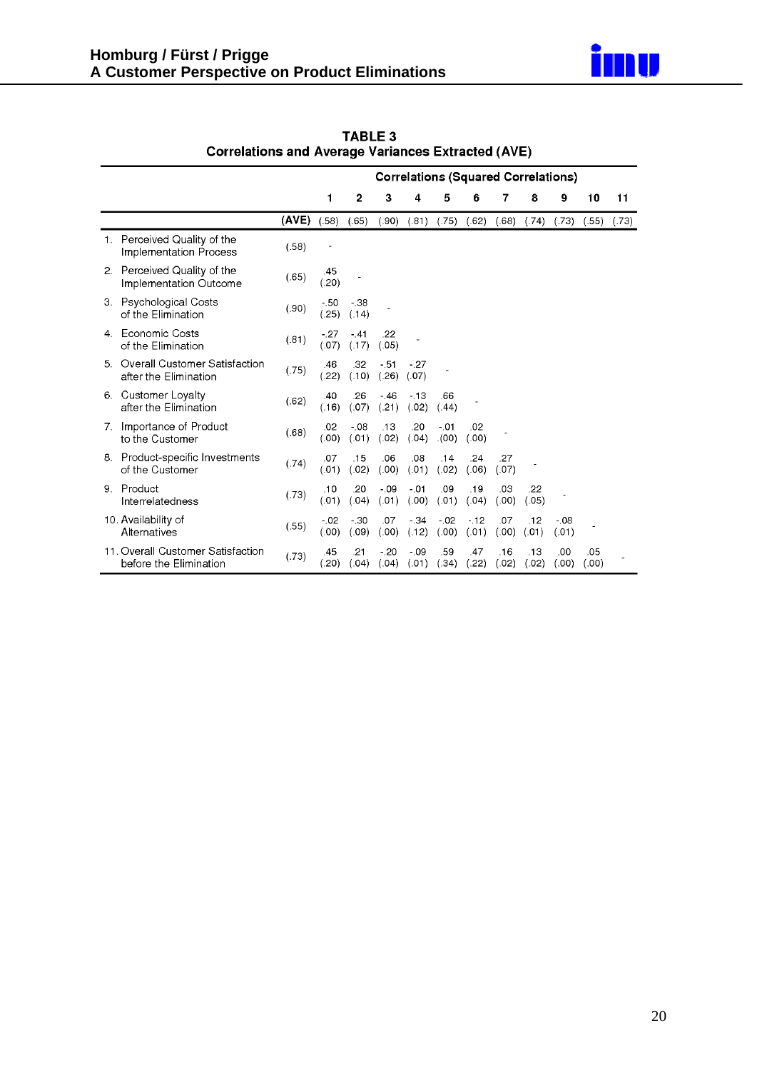**TABLE 3**
**Correlations and Average Variances Extracted (AVE)**

| | | Correlations (Squared Correlations) | | | | | | | | | | |
|---|---|---|---|---|---|---|---|---|---|---|---|---|
| | | 1 | 2 | 3 | 4 | 5 | 6 | 7 | 8 | 9 | 10 | 11 |
| | **(AVE)** | (.58) | (.65) | (.90) | (.81) | (.75) | (.62) | (.68) | (.74) | (.73) | (.55) | (.73) |
| 1. Perceived Quality of the Implementation Process | (.58) | - | | | | | | | | | | |
| 2. Perceived Quality of the Implementation Outcome | (.65) | .45 (.20) | - | | | | | | | | | |
| 3. Psychological Costs of the Elimination | (.90) | -.50 (.25) | -.38 (.14) | - | | | | | | | | |
| 4. Economic Costs of the Elimination | (.81) | -.27 (.07) | -.41 (.17) | .22 (.05) | - | | | | | | | |
| 5. Overall Customer Satisfaction after the Elimination | (.75) | .46 (.22) | .32 (.10) | -.51 (.26) | -.27 (.07) | - | | | | | | |
| 6. Customer Loyalty after the Elimination | (.62) | .40 (.16) | .26 (.07) | -.46 (.21) | -.13 (.02) | .66 (.44) | - | | | | | |
| 7. Importance of Product to the Customer | (.68) | .02 (.00) | -.08 (.01) | .13 (.02) | .20 (.04) | -.01 (.00) | .02 (.00) | - | | | | |
| 8. Product-specific Investments of the Customer | (.74) | .07 (.01) | .15 (.02) | .06 (.00) | .08 (.01) | .14 (.02) | .24 (.06) | .27 (.07) | - | | | |
| 9. Product Interrelatedness | (.73) | .10 (.01) | .20 (.04) | -.09 (.01) | -.01 (.00) | .09 (.01) | .19 (.04) | .03 (.00) | .22 (.05) | - | | |
| 10. Availability of Alternatives | (.55) | -.02 (.00) | -.30 (.09) | .07 (.00) | -.34 (.12) | -.02 (.00) | -.12 (.01) | .07 (.00) | .12 (.01) | -.08 (.01) | - | |
| 11. Overall Customer Satisfaction before the Elimination | (.73) | .45 (.20) | .21 (.04) | -.20 (.04) | -.09 (.01) | .59 (.34) | .47 (.22) | .16 (.02) | .13 (.02) | .00 (.00) | .05 (.00) | - |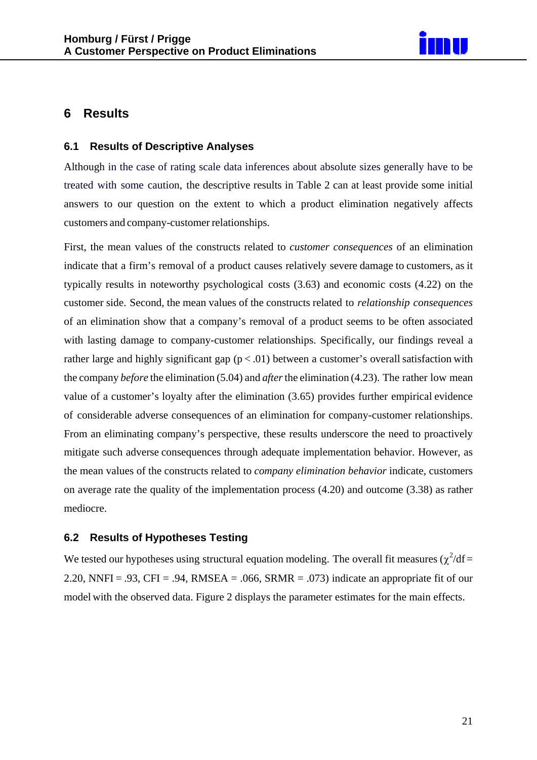# 6 Results

## 6.1 Results of Descriptive Analyses

Although in the case of rating scale data inferences about absolute sizes generally have to be treated with some caution, the descriptive results in Table 2 can at least provide some initial answers to our question on the extent to which a product elimination negatively affects customers and company-customer relationships.

First, the mean values of the constructs related to *customer consequences* of an elimination indicate that a firm's removal of a product causes relatively severe damage to customers, as it typically results in noteworthy psychological costs (3.63) and economic costs (4.22) on the customer side. Second, the mean values of the constructs related to *relationship consequences* of an elimination show that a company's removal of a product seems to be often associated with lasting damage to company-customer relationships. Specifically, our findings reveal a rather large and highly significant gap ($p < .01$) between a customer's overall satisfaction with the company *before* the elimination (5.04) and *after* the elimination (4.23). The rather low mean value of a customer's loyalty after the elimination (3.65) provides further empirical evidence of considerable adverse consequences of an elimination for company-customer relationships. From an eliminating company's perspective, these results underscore the need to proactively mitigate such adverse consequences through adequate implementation behavior. However, as the mean values of the constructs related to *company elimination behavior* indicate, customers on average rate the quality of the implementation process (4.20) and outcome (3.38) as rather mediocre.

## 6.2 Results of Hypotheses Testing

We tested our hypotheses using structural equation modeling. The overall fit measures ($\chi^2$/df = 2.20, NNFI = .93, CFI = .94, RMSEA = .066, SRMR = .073) indicate an appropriate fit of our model with the observed data. Figure 2 displays the parameter estimates for the main effects.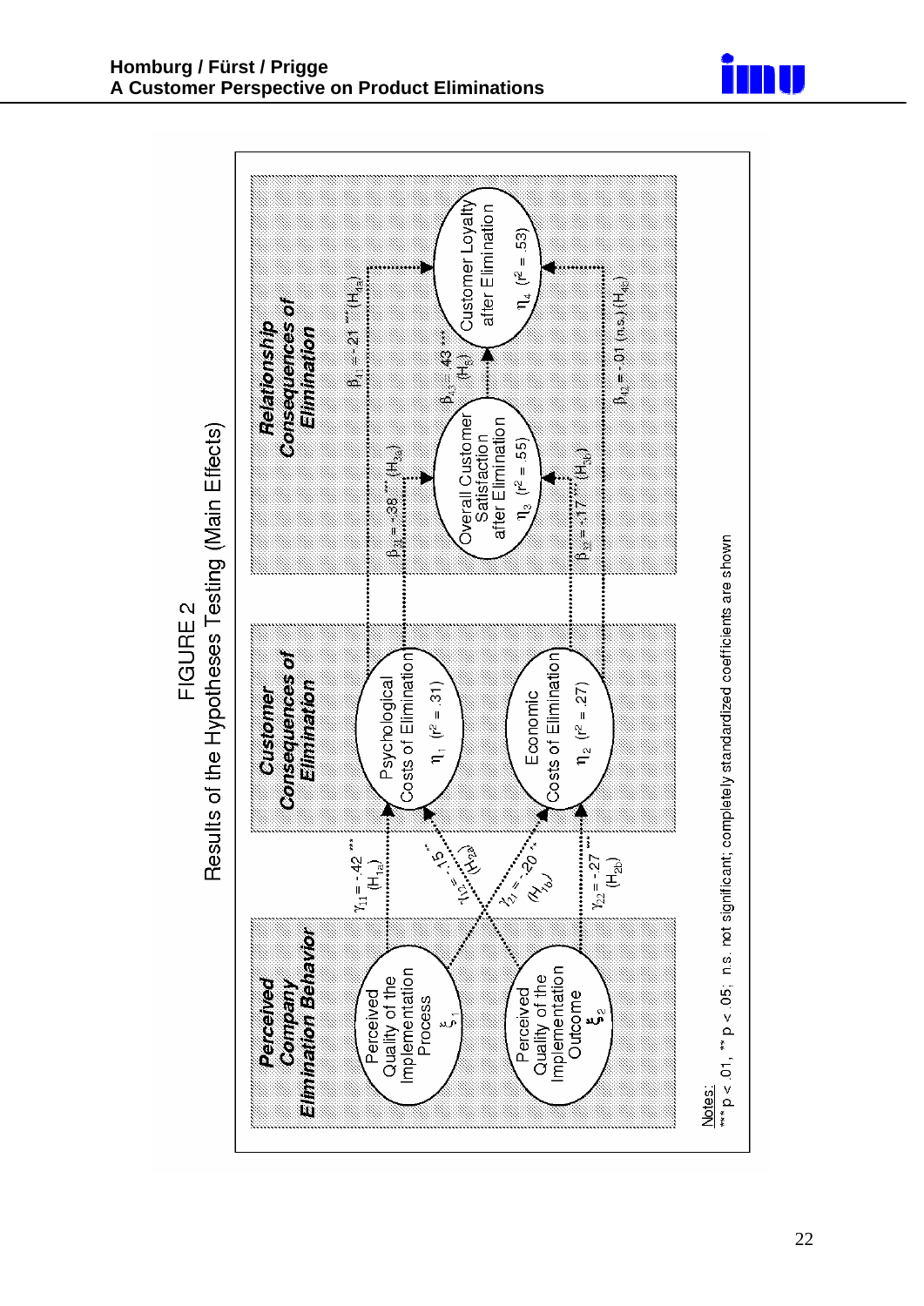FIGURE 2

Results of the Hypotheses Testing (Main Effects)

**Perceived Company Elimination Behavior**

- Perceived Quality of the Implementation Process $\xi_1$
- Perceived Quality of the Implementation Outcome $\xi_2$

**Customer Consequences of Elimination**

- Psychological Costs of Elimination $\eta_1$ ($r^2$ = .31)
- Economic Costs of Elimination $\eta_2$ ($r^2$ = .27)

**Relationship Consequences of Elimination**

- Overall Customer Satisfaction after Elimination $\eta_3$ ($r^2$ = .55)
- Customer Loyalty after Elimination $\eta_4$ ($r^2$ = .53)

Paths:

- $\gamma_{11}$ = -.42 *** ($H_{1a}$)
- $\gamma_{12}$ = -.15 ** ($H_{2a}$)
- $\gamma_{21}$ = -.20 ** ($H_{1b}$)
- $\gamma_{22}$ = -.27 *** ($H_{2b}$)
- $\beta_{31}$ = -.38 *** ($H_{3a}$)
- $\beta_{32}$ = -.17 *** ($H_{3b}$)
- $\beta_{41}$ = -.21 *** ($H_{4a}$)
- $\beta_{42}$ = -.01 (n.s.) ($H_{4b}$)
- $\beta_{43}$ = .43 *** ($H_5$)

Notes:
*** $p < .01$, ** $p < .05$; n.s. not significant; completely standardized coefficients are shown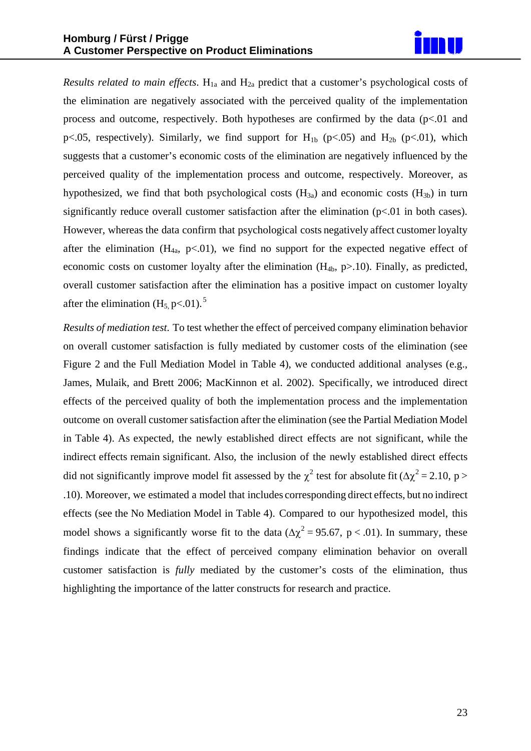*Results related to main effects*. $H_{1a}$ and $H_{2a}$ predict that a customer's psychological costs of the elimination are negatively associated with the perceived quality of the implementation process and outcome, respectively. Both hypotheses are confirmed by the data ($p<.01$ and $p<.05$, respectively). Similarly, we find support for $H_{1b}$ ($p<.05$) and $H_{2b}$ ($p<.01$), which suggests that a customer's economic costs of the elimination are negatively influenced by the perceived quality of the implementation process and outcome, respectively. Moreover, as hypothesized, we find that both psychological costs ($H_{3a}$) and economic costs ($H_{3b}$) in turn significantly reduce overall customer satisfaction after the elimination ($p<.01$ in both cases). However, whereas the data confirm that psychological costs negatively affect customer loyalty after the elimination ($H_{4a}$, $p<.01$), we find no support for the expected negative effect of economic costs on customer loyalty after the elimination ($H_{4b}$, $p>.10$). Finally, as predicted, overall customer satisfaction after the elimination has a positive impact on customer loyalty after the elimination ($H_5$, $p<.01$).[5]

*Results of mediation test.* To test whether the effect of perceived company elimination behavior on overall customer satisfaction is fully mediated by customer costs of the elimination (see Figure 2 and the Full Mediation Model in Table 4), we conducted additional analyses (e.g., James, Mulaik, and Brett 2006; MacKinnon et al. 2002). Specifically, we introduced direct effects of the perceived quality of both the implementation process and the implementation outcome on overall customer satisfaction after the elimination (see the Partial Mediation Model in Table 4). As expected, the newly established direct effects are not significant, while the indirect effects remain significant. Also, the inclusion of the newly established direct effects did not significantly improve model fit assessed by the $\chi^2$ test for absolute fit ($\Delta\chi^2 = 2.10$, $p > .10$). Moreover, we estimated a model that includes corresponding direct effects, but no indirect effects (see the No Mediation Model in Table 4). Compared to our hypothesized model, this model shows a significantly worse fit to the data ($\Delta\chi^2 = 95.67$, $p < .01$). In summary, these findings indicate that the effect of perceived company elimination behavior on overall customer satisfaction is *fully* mediated by the customer's costs of the elimination, thus highlighting the importance of the latter constructs for research and practice.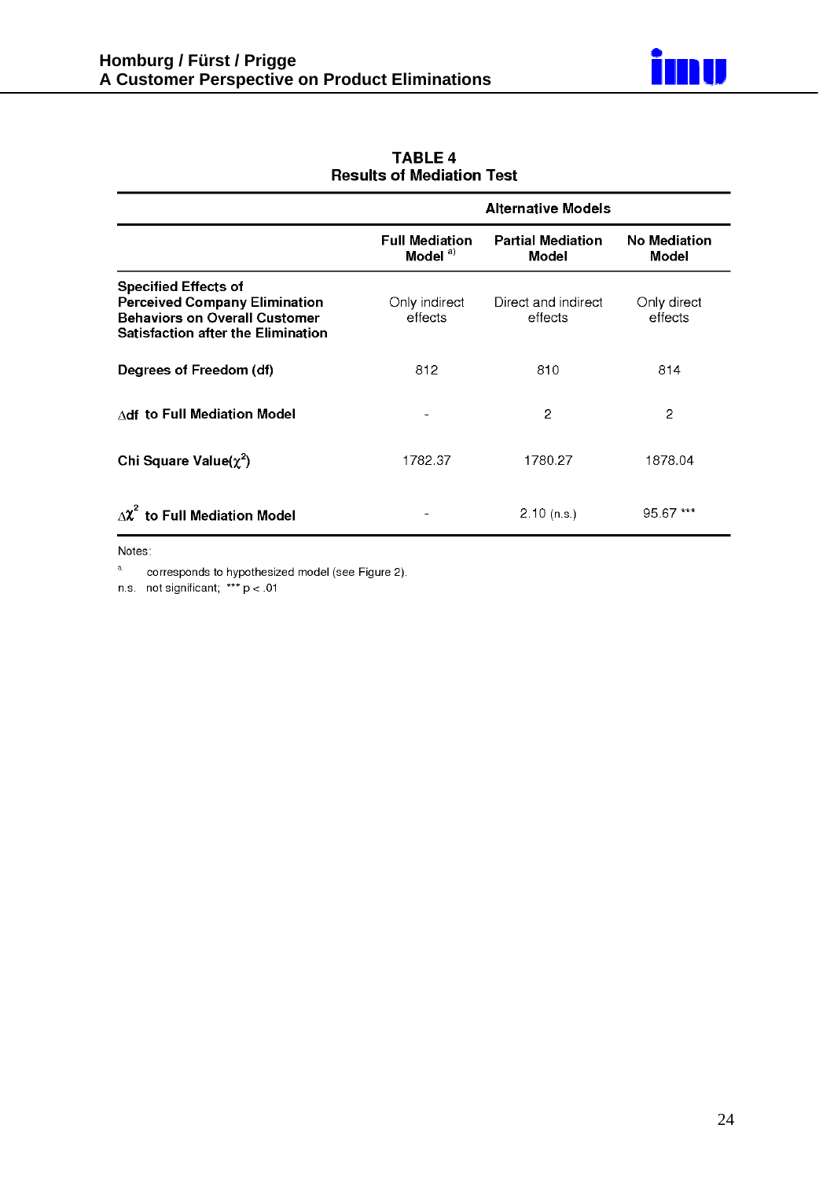**TABLE 4**
**Results of Mediation Test**

| | Alternative Models | | |
|---|---|---|---|
| | **Full Mediation Model** [a)] | **Partial Mediation Model** | **No Mediation Model** |
| **Specified Effects of Perceived Company Elimination Behaviors on Overall Customer Satisfaction after the Elimination** | Only indirect effects | Direct and indirect effects | Only direct effects |
| **Degrees of Freedom (df)** | 812 | 810 | 814 |
| **$\Delta$df to Full Mediation Model** | - | 2 | 2 |
| **Chi Square Value($\chi^2$)** | 1782.37 | 1780.27 | 1878.04 |
| **$\Delta\chi^2$ to Full Mediation Model** | - | 2.10 (n.s.) | 95.67 *** |

Notes:

a corresponds to hypothesized model (see Figure 2).

n.s. not significant; *** $p < .01$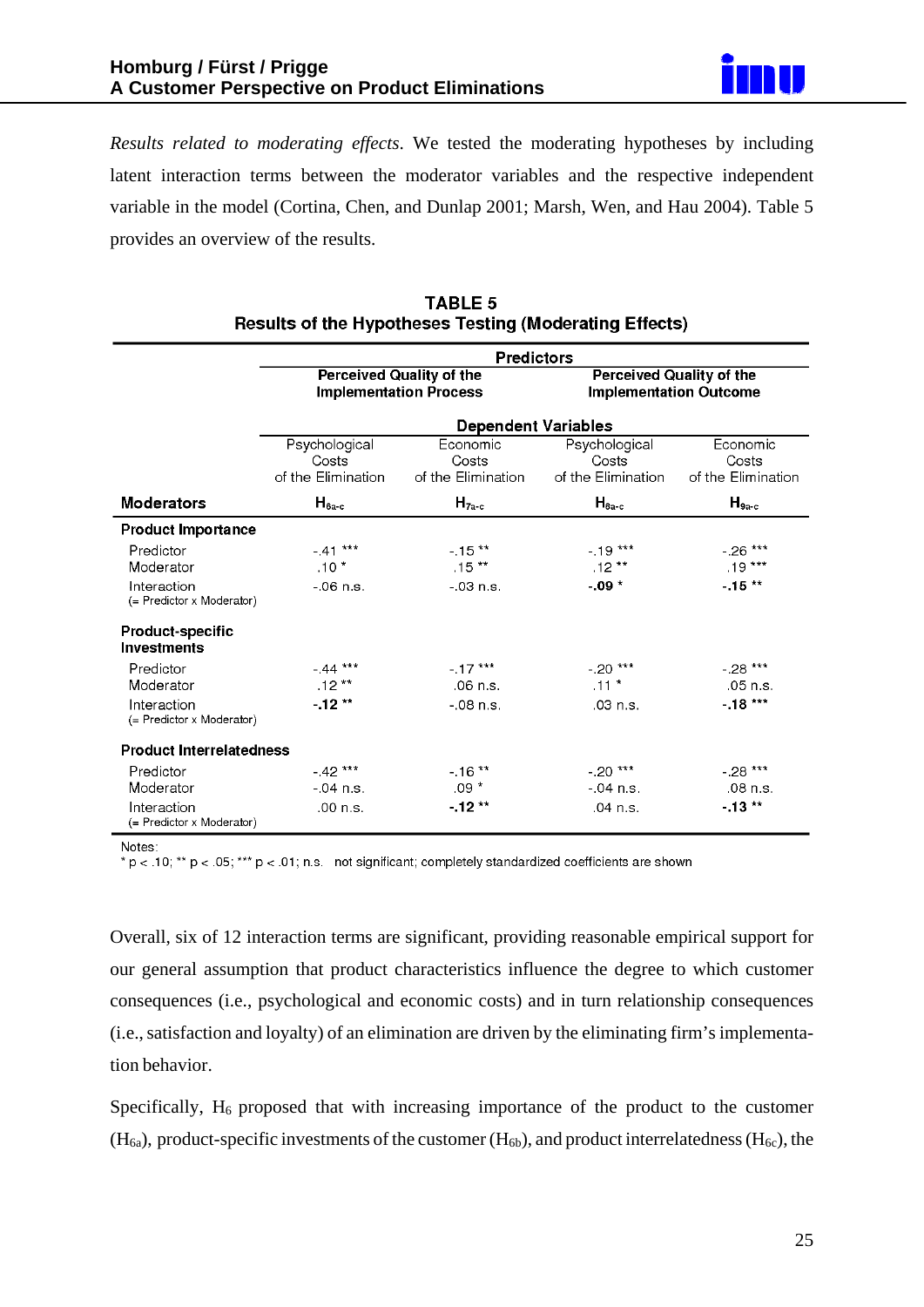*Results related to moderating effects*. We tested the moderating hypotheses by including latent interaction terms between the moderator variables and the respective independent variable in the model (Cortina, Chen, and Dunlap 2001; Marsh, Wen, and Hau 2004). Table 5 provides an overview of the results.

**TABLE 5**
**Results of the Hypotheses Testing (Moderating Effects)**

| | **Predictors** | | | |
|---|---|---|---|---|
| | **Perceived Quality of the Implementation Process** | | **Perceived Quality of the Implementation Outcome** | |
| | **Dependent Variables** | | | |
| | Psychological Costs of the Elimination | Economic Costs of the Elimination | Psychological Costs of the Elimination | Economic Costs of the Elimination |
| **Moderators** | $H_{6a-c}$ | $H_{7a-c}$ | $H_{8a-c}$ | $H_{9a-c}$ |
| **Product Importance** | | | | |
| Predictor | -.41 *** | -.15 ** | -.19 *** | -.26 *** |
| Moderator | .10 * | .15 ** | .12 ** | .19 *** |
| Interaction (= Predictor x Moderator) | -.06 n.s. | -.03 n.s. | **-.09** * | **-.15** ** |
| **Product-specific Investments** | | | | |
| Predictor | -.44 *** | -.17 *** | -.20 *** | -.28 *** |
| Moderator | .12 ** | .06 n.s. | .11 * | .05 n.s. |
| Interaction (= Predictor x Moderator) | **-.12** ** | -.08 n.s. | .03 n.s. | **-.18** *** |
| **Product Interrelatedness** | | | | |
| Predictor | -.42 *** | -.16 ** | -.20 *** | -.28 *** |
| Moderator | -.04 n.s. | .09 * | -.04 n.s. | .08 n.s. |
| Interaction (= Predictor x Moderator) | .00 n.s. | **-.12** ** | .04 n.s. | **-.13** ** |

Notes:
* p < .10; ** p < .05; *** p < .01; n.s. not significant; completely standardized coefficients are shown

Overall, six of 12 interaction terms are significant, providing reasonable empirical support for our general assumption that product characteristics influence the degree to which customer consequences (i.e., psychological and economic costs) and in turn relationship consequences (i.e., satisfaction and loyalty) of an elimination are driven by the eliminating firm's implementation behavior.

Specifically, $H_6$ proposed that with increasing importance of the product to the customer ($H_{6a}$), product-specific investments of the customer ($H_{6b}$), and product interrelatedness ($H_{6c}$), the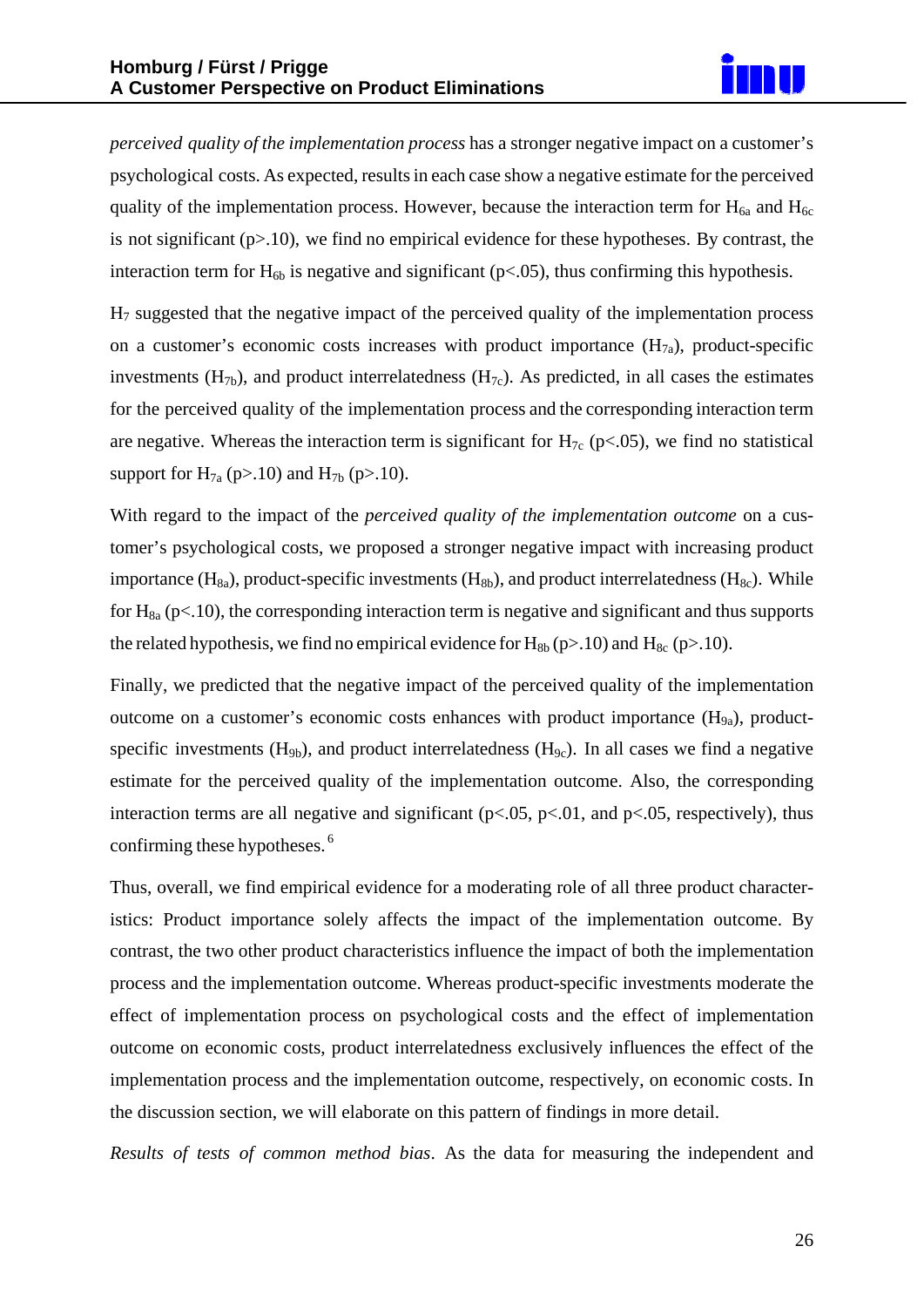*perceived quality of the implementation process* has a stronger negative impact on a customer's psychological costs. As expected, results in each case show a negative estimate for the perceived quality of the implementation process. However, because the interaction term for $H_{6a}$ and $H_{6c}$ is not significant (p>.10), we find no empirical evidence for these hypotheses. By contrast, the interaction term for $H_{6b}$ is negative and significant (p<.05), thus confirming this hypothesis.

$H_7$ suggested that the negative impact of the perceived quality of the implementation process on a customer's economic costs increases with product importance ($H_{7a}$), product-specific investments ($H_{7b}$), and product interrelatedness ($H_{7c}$). As predicted, in all cases the estimates for the perceived quality of the implementation process and the corresponding interaction term are negative. Whereas the interaction term is significant for $H_{7c}$ (p<.05), we find no statistical support for $H_{7a}$ (p>.10) and $H_{7b}$ (p>.10).

With regard to the impact of the *perceived quality of the implementation outcome* on a customer's psychological costs, we proposed a stronger negative impact with increasing product importance ($H_{8a}$), product-specific investments ($H_{8b}$), and product interrelatedness ($H_{8c}$). While for $H_{8a}$ (p<.10), the corresponding interaction term is negative and significant and thus supports the related hypothesis, we find no empirical evidence for $H_{8b}$ (p>.10) and $H_{8c}$ (p>.10).

Finally, we predicted that the negative impact of the perceived quality of the implementation outcome on a customer's economic costs enhances with product importance ($H_{9a}$), product-specific investments ($H_{9b}$), and product interrelatedness ($H_{9c}$). In all cases we find a negative estimate for the perceived quality of the implementation outcome. Also, the corresponding interaction terms are all negative and significant (p<.05, p<.01, and p<.05, respectively), thus confirming these hypotheses. [6]

Thus, overall, we find empirical evidence for a moderating role of all three product characteristics: Product importance solely affects the impact of the implementation outcome. By contrast, the two other product characteristics influence the impact of both the implementation process and the implementation outcome. Whereas product-specific investments moderate the effect of implementation process on psychological costs and the effect of implementation outcome on economic costs, product interrelatedness exclusively influences the effect of the implementation process and the implementation outcome, respectively, on economic costs. In the discussion section, we will elaborate on this pattern of findings in more detail.

*Results of tests of common method bias*. As the data for measuring the independent and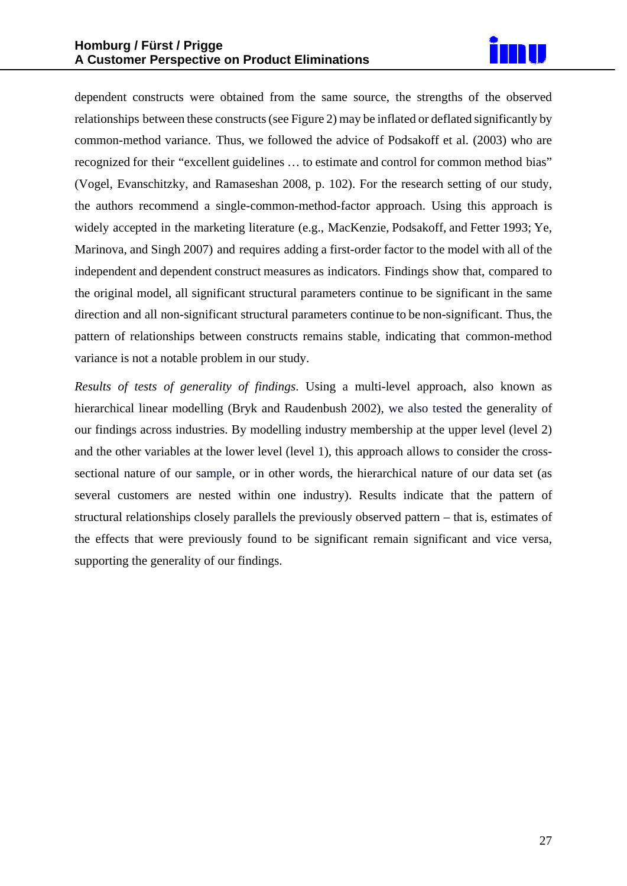dependent constructs were obtained from the same source, the strengths of the observed relationships between these constructs (see Figure 2) may be inflated or deflated significantly by common-method variance. Thus, we followed the advice of Podsakoff et al. (2003) who are recognized for their "excellent guidelines … to estimate and control for common method bias" (Vogel, Evanschitzky, and Ramaseshan 2008, p. 102). For the research setting of our study, the authors recommend a single-common-method-factor approach. Using this approach is widely accepted in the marketing literature (e.g., MacKenzie, Podsakoff, and Fetter 1993; Ye, Marinova, and Singh 2007) and requires adding a first-order factor to the model with all of the independent and dependent construct measures as indicators. Findings show that, compared to the original model, all significant structural parameters continue to be significant in the same direction and all non-significant structural parameters continue to be non-significant. Thus, the pattern of relationships between constructs remains stable, indicating that common-method variance is not a notable problem in our study.

*Results of tests of generality of findings*. Using a multi-level approach, also known as hierarchical linear modelling (Bryk and Raudenbush 2002), we also tested the generality of our findings across industries. By modelling industry membership at the upper level (level 2) and the other variables at the lower level (level 1), this approach allows to consider the cross-sectional nature of our sample, or in other words, the hierarchical nature of our data set (as several customers are nested within one industry). Results indicate that the pattern of structural relationships closely parallels the previously observed pattern – that is, estimates of the effects that were previously found to be significant remain significant and vice versa, supporting the generality of our findings.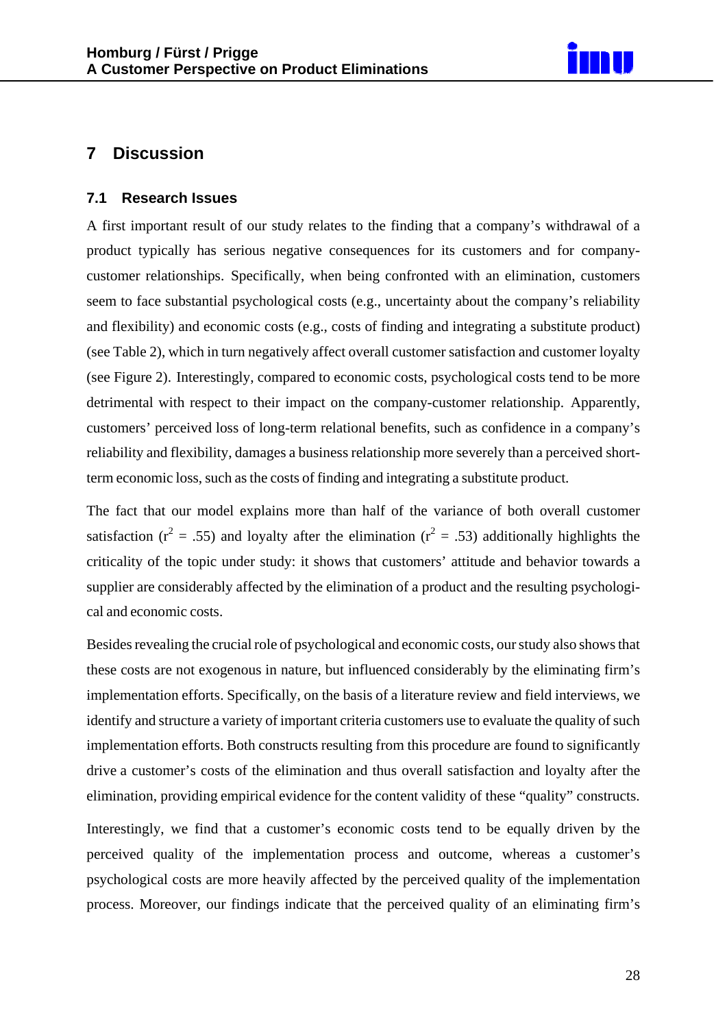# 7 Discussion

## 7.1 Research Issues

A first important result of our study relates to the finding that a company's withdrawal of a product typically has serious negative consequences for its customers and for company-customer relationships. Specifically, when being confronted with an elimination, customers seem to face substantial psychological costs (e.g., uncertainty about the company's reliability and flexibility) and economic costs (e.g., costs of finding and integrating a substitute product) (see Table 2), which in turn negatively affect overall customer satisfaction and customer loyalty (see Figure 2). Interestingly, compared to economic costs, psychological costs tend to be more detrimental with respect to their impact on the company-customer relationship. Apparently, customers' perceived loss of long-term relational benefits, such as confidence in a company's reliability and flexibility, damages a business relationship more severely than a perceived short-term economic loss, such as the costs of finding and integrating a substitute product.

The fact that our model explains more than half of the variance of both overall customer satisfaction ($r^2$ = .55) and loyalty after the elimination ($r^2$ = .53) additionally highlights the criticality of the topic under study: it shows that customers' attitude and behavior towards a supplier are considerably affected by the elimination of a product and the resulting psychological and economic costs.

Besides revealing the crucial role of psychological and economic costs, our study also shows that these costs are not exogenous in nature, but influenced considerably by the eliminating firm's implementation efforts. Specifically, on the basis of a literature review and field interviews, we identify and structure a variety of important criteria customers use to evaluate the quality of such implementation efforts. Both constructs resulting from this procedure are found to significantly drive a customer's costs of the elimination and thus overall satisfaction and loyalty after the elimination, providing empirical evidence for the content validity of these "quality" constructs.

Interestingly, we find that a customer's economic costs tend to be equally driven by the perceived quality of the implementation process and outcome, whereas a customer's psychological costs are more heavily affected by the perceived quality of the implementation process. Moreover, our findings indicate that the perceived quality of an eliminating firm's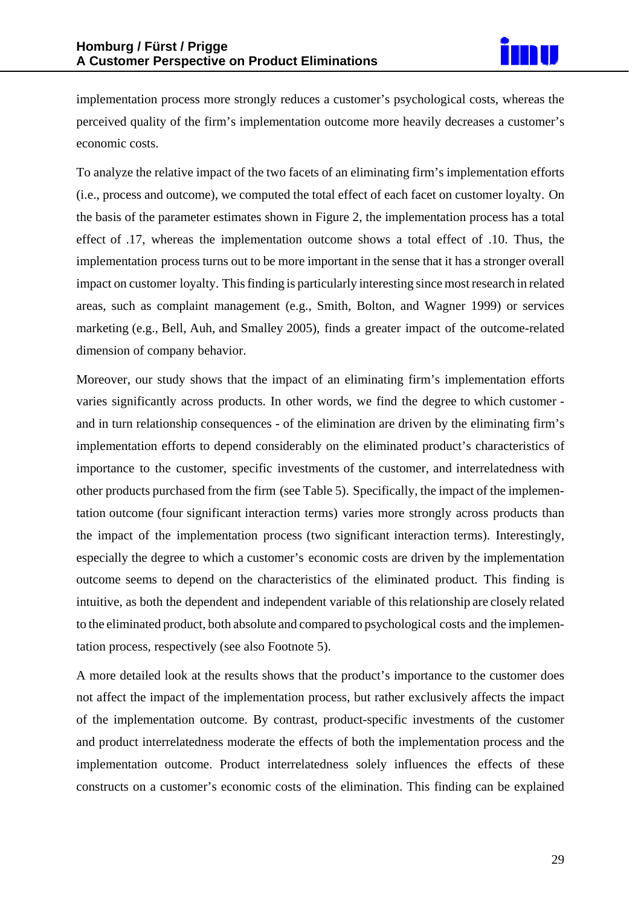implementation process more strongly reduces a customer's psychological costs, whereas the perceived quality of the firm's implementation outcome more heavily decreases a customer's economic costs.

To analyze the relative impact of the two facets of an eliminating firm's implementation efforts (i.e., process and outcome), we computed the total effect of each facet on customer loyalty. On the basis of the parameter estimates shown in Figure 2, the implementation process has a total effect of .17, whereas the implementation outcome shows a total effect of .10. Thus, the implementation process turns out to be more important in the sense that it has a stronger overall impact on customer loyalty. This finding is particularly interesting since most research in related areas, such as complaint management (e.g., Smith, Bolton, and Wagner 1999) or services marketing (e.g., Bell, Auh, and Smalley 2005), finds a greater impact of the outcome-related dimension of company behavior.

Moreover, our study shows that the impact of an eliminating firm's implementation efforts varies significantly across products. In other words, we find the degree to which customer - and in turn relationship consequences - of the elimination are driven by the eliminating firm's implementation efforts to depend considerably on the eliminated product's characteristics of importance to the customer, specific investments of the customer, and interrelatedness with other products purchased from the firm (see Table 5). Specifically, the impact of the implementation outcome (four significant interaction terms) varies more strongly across products than the impact of the implementation process (two significant interaction terms). Interestingly, especially the degree to which a customer's economic costs are driven by the implementation outcome seems to depend on the characteristics of the eliminated product. This finding is intuitive, as both the dependent and independent variable of this relationship are closely related to the eliminated product, both absolute and compared to psychological costs and the implementation process, respectively (see also Footnote 5).

A more detailed look at the results shows that the product's importance to the customer does not affect the impact of the implementation process, but rather exclusively affects the impact of the implementation outcome. By contrast, product-specific investments of the customer and product interrelatedness moderate the effects of both the implementation process and the implementation outcome. Product interrelatedness solely influences the effects of these constructs on a customer's economic costs of the elimination. This finding can be explained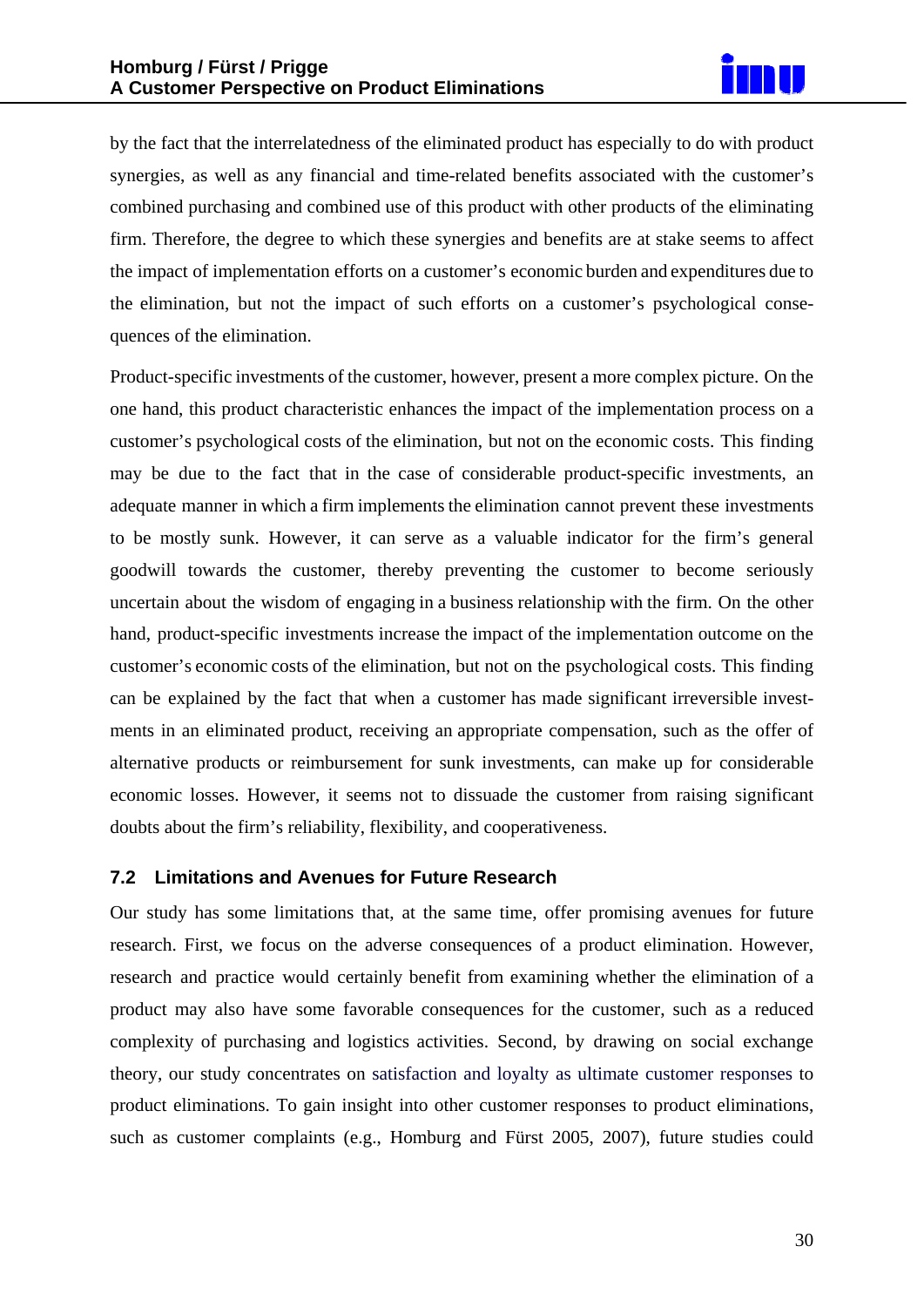by the fact that the interrelatedness of the eliminated product has especially to do with product synergies, as well as any financial and time-related benefits associated with the customer's combined purchasing and combined use of this product with other products of the eliminating firm. Therefore, the degree to which these synergies and benefits are at stake seems to affect the impact of implementation efforts on a customer's economic burden and expenditures due to the elimination, but not the impact of such efforts on a customer's psychological consequences of the elimination.

Product-specific investments of the customer, however, present a more complex picture. On the one hand, this product characteristic enhances the impact of the implementation process on a customer's psychological costs of the elimination, but not on the economic costs. This finding may be due to the fact that in the case of considerable product-specific investments, an adequate manner in which a firm implements the elimination cannot prevent these investments to be mostly sunk. However, it can serve as a valuable indicator for the firm's general goodwill towards the customer, thereby preventing the customer to become seriously uncertain about the wisdom of engaging in a business relationship with the firm. On the other hand, product-specific investments increase the impact of the implementation outcome on the customer's economic costs of the elimination, but not on the psychological costs. This finding can be explained by the fact that when a customer has made significant irreversible investments in an eliminated product, receiving an appropriate compensation, such as the offer of alternative products or reimbursement for sunk investments, can make up for considerable economic losses. However, it seems not to dissuade the customer from raising significant doubts about the firm's reliability, flexibility, and cooperativeness.

### 7.2 Limitations and Avenues for Future Research

Our study has some limitations that, at the same time, offer promising avenues for future research. First, we focus on the adverse consequences of a product elimination. However, research and practice would certainly benefit from examining whether the elimination of a product may also have some favorable consequences for the customer, such as a reduced complexity of purchasing and logistics activities. Second, by drawing on social exchange theory, our study concentrates on satisfaction and loyalty as ultimate customer responses to product eliminations. To gain insight into other customer responses to product eliminations, such as customer complaints (e.g., Homburg and Fürst 2005, 2007), future studies could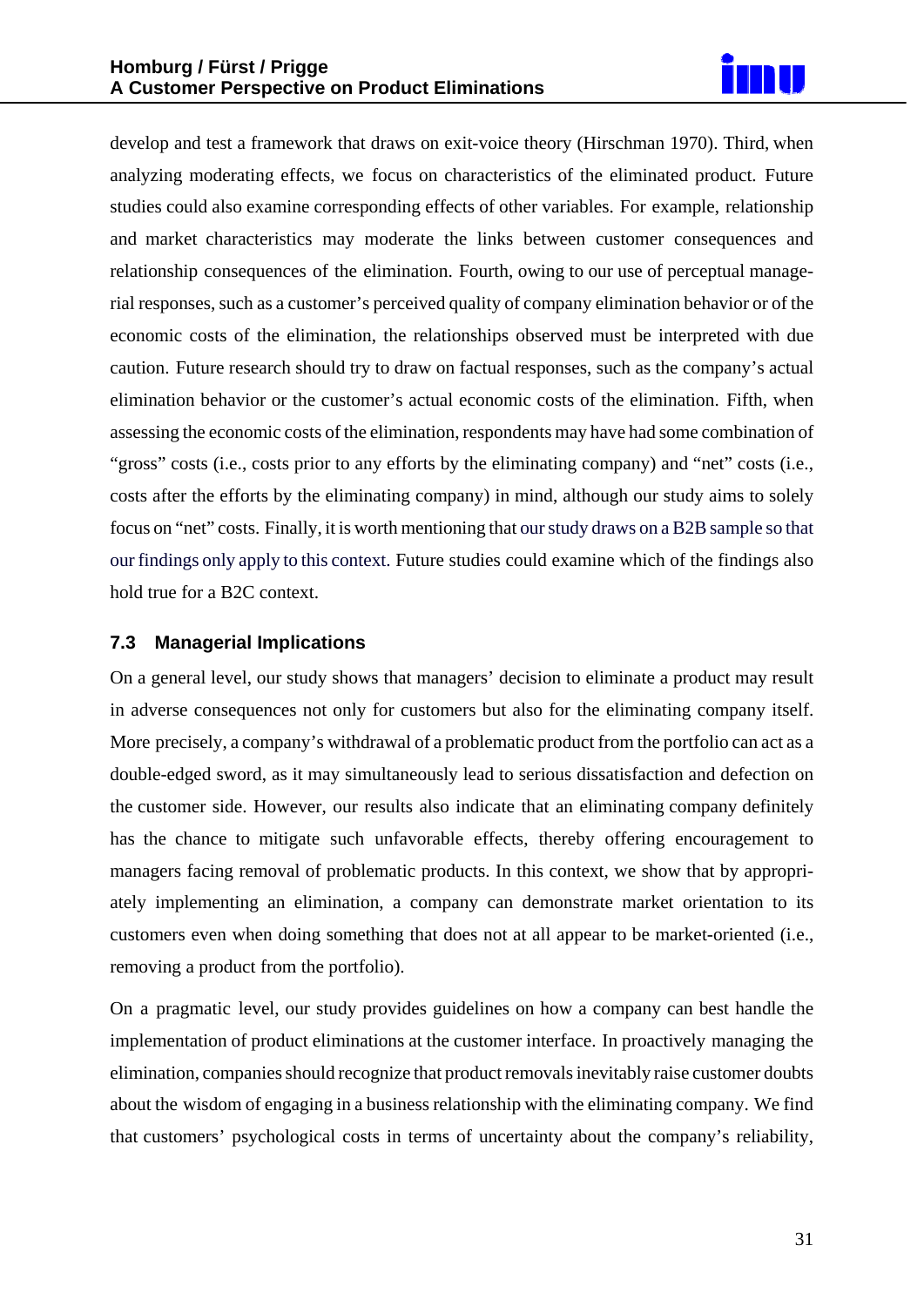develop and test a framework that draws on exit-voice theory (Hirschman 1970). Third, when analyzing moderating effects, we focus on characteristics of the eliminated product. Future studies could also examine corresponding effects of other variables. For example, relationship and market characteristics may moderate the links between customer consequences and relationship consequences of the elimination. Fourth, owing to our use of perceptual managerial responses, such as a customer's perceived quality of company elimination behavior or of the economic costs of the elimination, the relationships observed must be interpreted with due caution. Future research should try to draw on factual responses, such as the company's actual elimination behavior or the customer's actual economic costs of the elimination. Fifth, when assessing the economic costs of the elimination, respondents may have had some combination of "gross" costs (i.e., costs prior to any efforts by the eliminating company) and "net" costs (i.e., costs after the efforts by the eliminating company) in mind, although our study aims to solely focus on "net" costs. Finally, it is worth mentioning that our study draws on a B2B sample so that our findings only apply to this context. Future studies could examine which of the findings also hold true for a B2C context.

### 7.3 Managerial Implications

On a general level, our study shows that managers' decision to eliminate a product may result in adverse consequences not only for customers but also for the eliminating company itself. More precisely, a company's withdrawal of a problematic product from the portfolio can act as a double-edged sword, as it may simultaneously lead to serious dissatisfaction and defection on the customer side. However, our results also indicate that an eliminating company definitely has the chance to mitigate such unfavorable effects, thereby offering encouragement to managers facing removal of problematic products. In this context, we show that by appropriately implementing an elimination, a company can demonstrate market orientation to its customers even when doing something that does not at all appear to be market-oriented (i.e., removing a product from the portfolio).

On a pragmatic level, our study provides guidelines on how a company can best handle the implementation of product eliminations at the customer interface. In proactively managing the elimination, companies should recognize that product removals inevitably raise customer doubts about the wisdom of engaging in a business relationship with the eliminating company. We find that customers' psychological costs in terms of uncertainty about the company's reliability,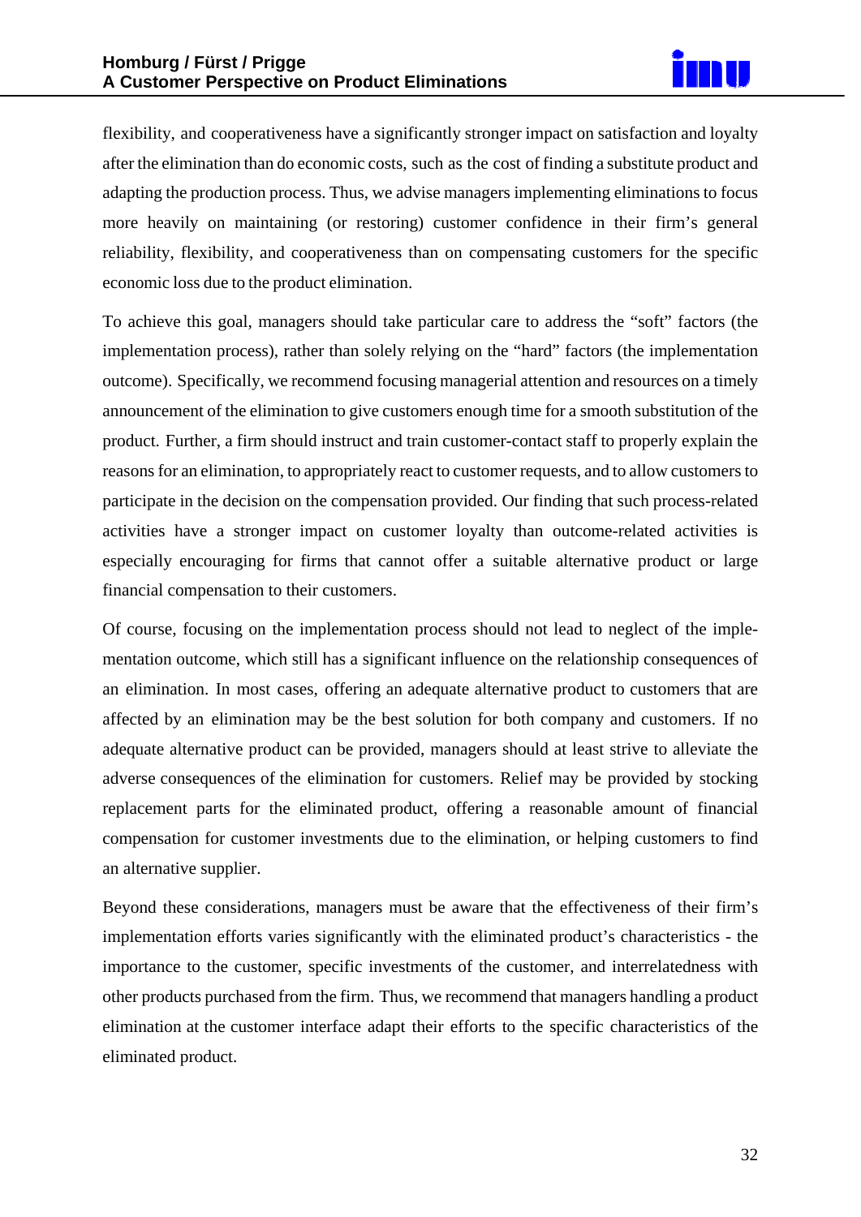flexibility, and cooperativeness have a significantly stronger impact on satisfaction and loyalty after the elimination than do economic costs, such as the cost of finding a substitute product and adapting the production process. Thus, we advise managers implementing eliminations to focus more heavily on maintaining (or restoring) customer confidence in their firm's general reliability, flexibility, and cooperativeness than on compensating customers for the specific economic loss due to the product elimination.

To achieve this goal, managers should take particular care to address the "soft" factors (the implementation process), rather than solely relying on the "hard" factors (the implementation outcome). Specifically, we recommend focusing managerial attention and resources on a timely announcement of the elimination to give customers enough time for a smooth substitution of the product. Further, a firm should instruct and train customer-contact staff to properly explain the reasons for an elimination, to appropriately react to customer requests, and to allow customers to participate in the decision on the compensation provided. Our finding that such process-related activities have a stronger impact on customer loyalty than outcome-related activities is especially encouraging for firms that cannot offer a suitable alternative product or large financial compensation to their customers.

Of course, focusing on the implementation process should not lead to neglect of the implementation outcome, which still has a significant influence on the relationship consequences of an elimination. In most cases, offering an adequate alternative product to customers that are affected by an elimination may be the best solution for both company and customers. If no adequate alternative product can be provided, managers should at least strive to alleviate the adverse consequences of the elimination for customers. Relief may be provided by stocking replacement parts for the eliminated product, offering a reasonable amount of financial compensation for customer investments due to the elimination, or helping customers to find an alternative supplier.

Beyond these considerations, managers must be aware that the effectiveness of their firm's implementation efforts varies significantly with the eliminated product's characteristics - the importance to the customer, specific investments of the customer, and interrelatedness with other products purchased from the firm. Thus, we recommend that managers handling a product elimination at the customer interface adapt their efforts to the specific characteristics of the eliminated product.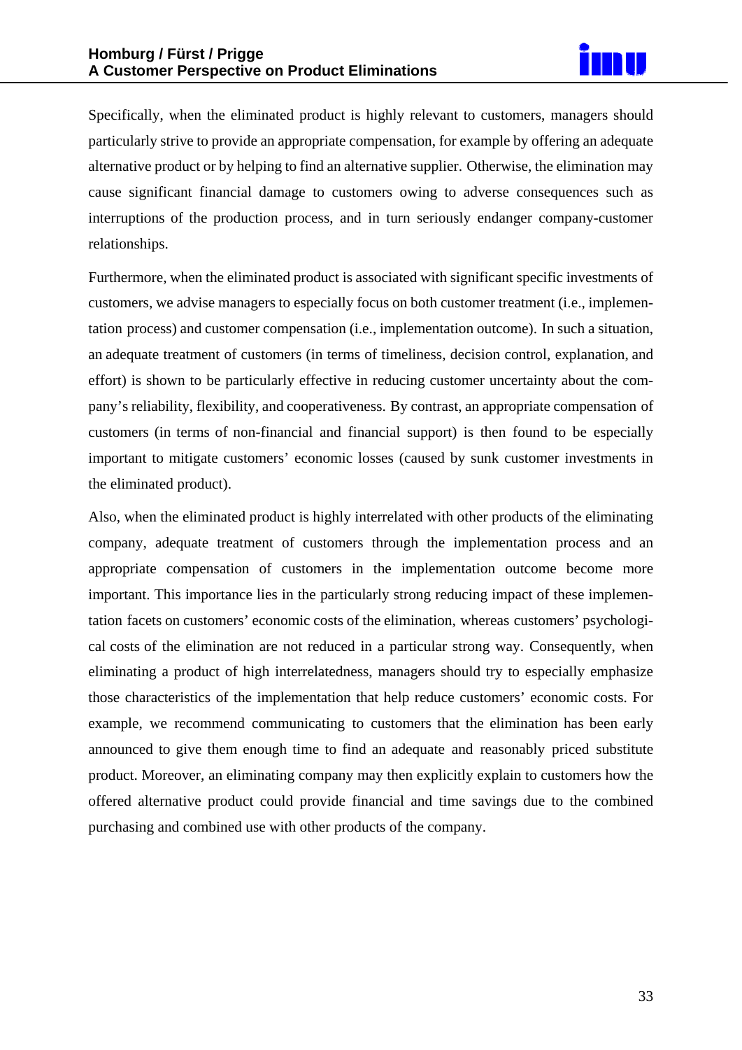Specifically, when the eliminated product is highly relevant to customers, managers should particularly strive to provide an appropriate compensation, for example by offering an adequate alternative product or by helping to find an alternative supplier. Otherwise, the elimination may cause significant financial damage to customers owing to adverse consequences such as interruptions of the production process, and in turn seriously endanger company-customer relationships.

Furthermore, when the eliminated product is associated with significant specific investments of customers, we advise managers to especially focus on both customer treatment (i.e., implementation process) and customer compensation (i.e., implementation outcome). In such a situation, an adequate treatment of customers (in terms of timeliness, decision control, explanation, and effort) is shown to be particularly effective in reducing customer uncertainty about the company's reliability, flexibility, and cooperativeness. By contrast, an appropriate compensation of customers (in terms of non-financial and financial support) is then found to be especially important to mitigate customers' economic losses (caused by sunk customer investments in the eliminated product).

Also, when the eliminated product is highly interrelated with other products of the eliminating company, adequate treatment of customers through the implementation process and an appropriate compensation of customers in the implementation outcome become more important. This importance lies in the particularly strong reducing impact of these implementation facets on customers' economic costs of the elimination, whereas customers' psychological costs of the elimination are not reduced in a particular strong way. Consequently, when eliminating a product of high interrelatedness, managers should try to especially emphasize those characteristics of the implementation that help reduce customers' economic costs. For example, we recommend communicating to customers that the elimination has been early announced to give them enough time to find an adequate and reasonably priced substitute product. Moreover, an eliminating company may then explicitly explain to customers how the offered alternative product could provide financial and time savings due to the combined purchasing and combined use with other products of the company.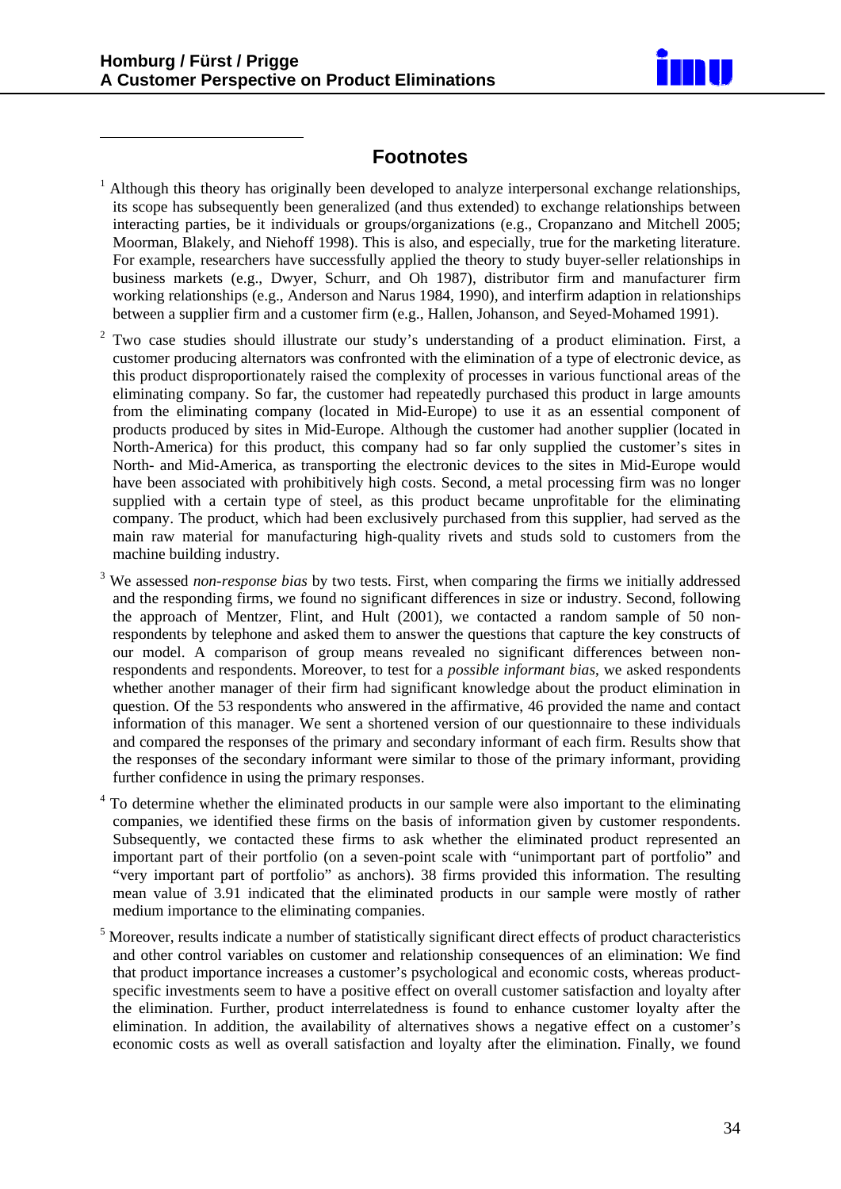## Footnotes

[1] Although this theory has originally been developed to analyze interpersonal exchange relationships, its scope has subsequently been generalized (and thus extended) to exchange relationships between interacting parties, be it individuals or groups/organizations (e.g., Cropanzano and Mitchell 2005; Moorman, Blakely, and Niehoff 1998). This is also, and especially, true for the marketing literature. For example, researchers have successfully applied the theory to study buyer-seller relationships in business markets (e.g., Dwyer, Schurr, and Oh 1987), distributor firm and manufacturer firm working relationships (e.g., Anderson and Narus 1984, 1990), and interfirm adaption in relationships between a supplier firm and a customer firm (e.g., Hallen, Johanson, and Seyed-Mohamed 1991).

[2] Two case studies should illustrate our study's understanding of a product elimination. First, a customer producing alternators was confronted with the elimination of a type of electronic device, as this product disproportionately raised the complexity of processes in various functional areas of the eliminating company. So far, the customer had repeatedly purchased this product in large amounts from the eliminating company (located in Mid-Europe) to use it as an essential component of products produced by sites in Mid-Europe. Although the customer had another supplier (located in North-America) for this product, this company had so far only supplied the customer's sites in North- and Mid-America, as transporting the electronic devices to the sites in Mid-Europe would have been associated with prohibitively high costs. Second, a metal processing firm was no longer supplied with a certain type of steel, as this product became unprofitable for the eliminating company. The product, which had been exclusively purchased from this supplier, had served as the main raw material for manufacturing high-quality rivets and studs sold to customers from the machine building industry.

[3] We assessed *non-response bias* by two tests. First, when comparing the firms we initially addressed and the responding firms, we found no significant differences in size or industry. Second, following the approach of Mentzer, Flint, and Hult (2001), we contacted a random sample of 50 non-respondents by telephone and asked them to answer the questions that capture the key constructs of our model. A comparison of group means revealed no significant differences between non-respondents and respondents. Moreover, to test for a *possible informant bias*, we asked respondents whether another manager of their firm had significant knowledge about the product elimination in question. Of the 53 respondents who answered in the affirmative, 46 provided the name and contact information of this manager. We sent a shortened version of our questionnaire to these individuals and compared the responses of the primary and secondary informant of each firm. Results show that the responses of the secondary informant were similar to those of the primary informant, providing further confidence in using the primary responses.

[4] To determine whether the eliminated products in our sample were also important to the eliminating companies, we identified these firms on the basis of information given by customer respondents. Subsequently, we contacted these firms to ask whether the eliminated product represented an important part of their portfolio (on a seven-point scale with "unimportant part of portfolio" and "very important part of portfolio" as anchors). 38 firms provided this information. The resulting mean value of 3.91 indicated that the eliminated products in our sample were mostly of rather medium importance to the eliminating companies.

[5] Moreover, results indicate a number of statistically significant direct effects of product characteristics and other control variables on customer and relationship consequences of an elimination: We find that product importance increases a customer's psychological and economic costs, whereas product-specific investments seem to have a positive effect on overall customer satisfaction and loyalty after the elimination. Further, product interrelatedness is found to enhance customer loyalty after the elimination. In addition, the availability of alternatives shows a negative effect on a customer's economic costs as well as overall satisfaction and loyalty after the elimination. Finally, we found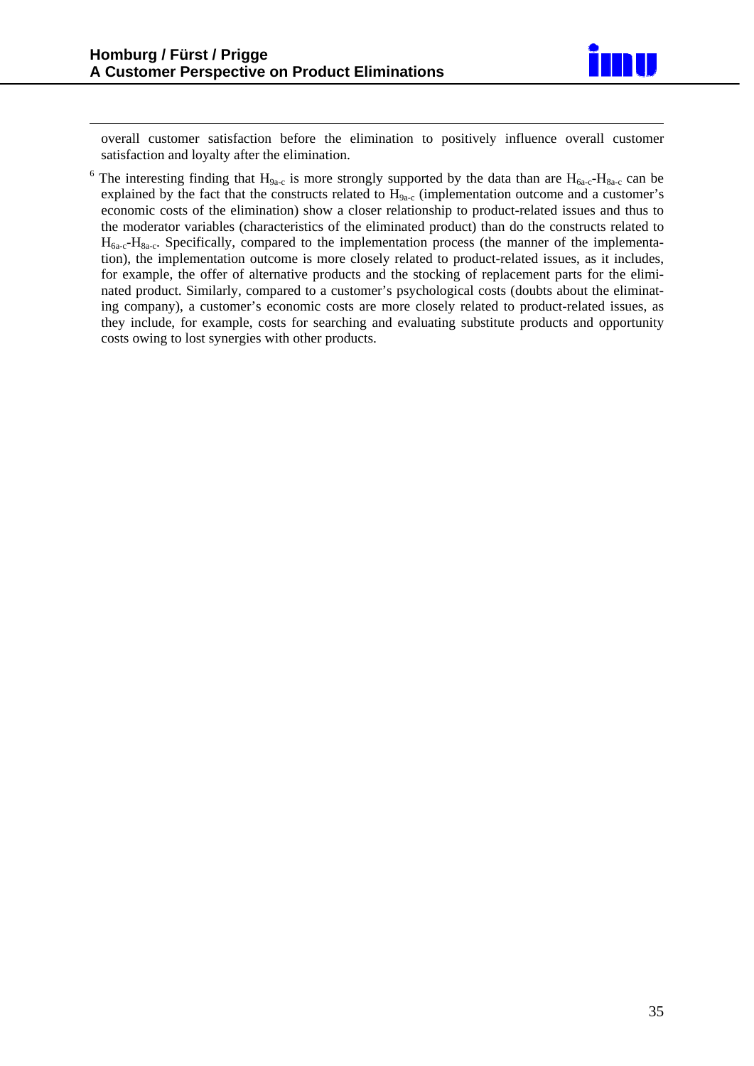overall customer satisfaction before the elimination to positively influence overall customer satisfaction and loyalty after the elimination.

[6] The interesting finding that $H_{9a\text{-}c}$ is more strongly supported by the data than are $H_{6a\text{-}c}$-$H_{8a\text{-}c}$ can be explained by the fact that the constructs related to $H_{9a\text{-}c}$ (implementation outcome and a customer's economic costs of the elimination) show a closer relationship to product-related issues and thus to the moderator variables (characteristics of the eliminated product) than do the constructs related to $H_{6a\text{-}c}$-$H_{8a\text{-}c}$. Specifically, compared to the implementation process (the manner of the implementation), the implementation outcome is more closely related to product-related issues, as it includes, for example, the offer of alternative products and the stocking of replacement parts for the eliminated product. Similarly, compared to a customer's psychological costs (doubts about the eliminating company), a customer's economic costs are more closely related to product-related issues, as they include, for example, costs for searching and evaluating substitute products and opportunity costs owing to lost synergies with other products.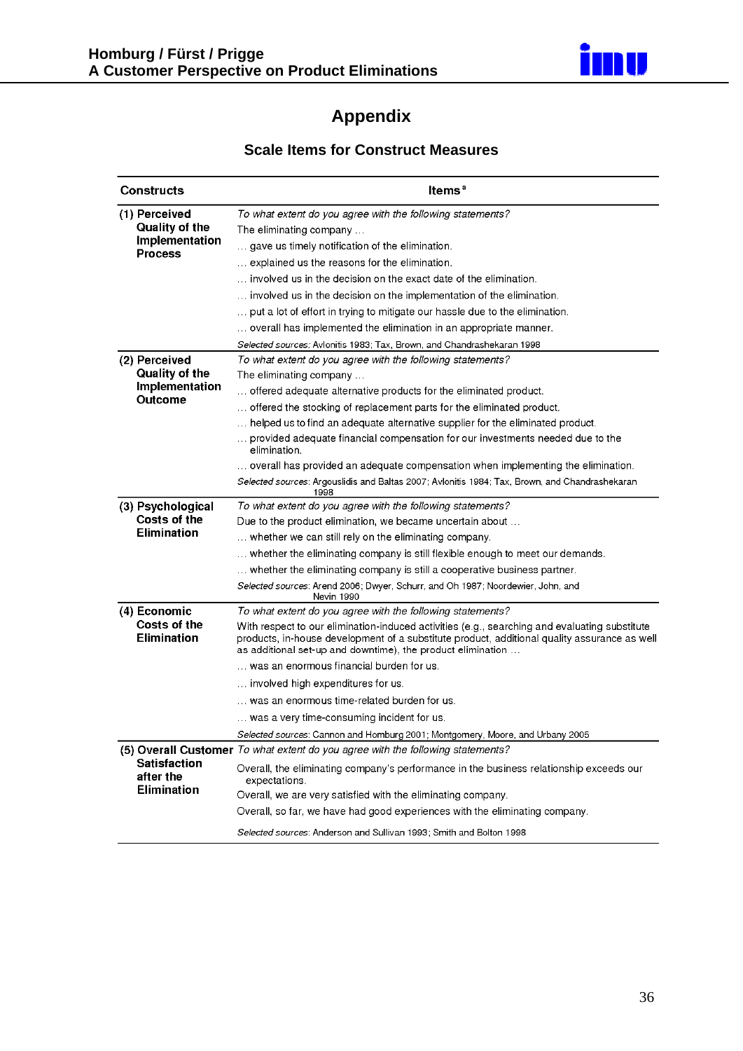# Appendix

## Scale Items for Construct Measures

| Constructs | Items[a] |
|---|---|
| **(1) Perceived Quality of the Implementation Process** | *To what extent do you agree with the following statements?* |
| | The eliminating company … |
| | … gave us timely notification of the elimination. |
| | … explained us the reasons for the elimination. |
| | … involved us in the decision on the exact date of the elimination. |
| | … involved us in the decision on the implementation of the elimination. |
| | … put a lot of effort in trying to mitigate our hassle due to the elimination. |
| | … overall has implemented the elimination in an appropriate manner. |
| | *Selected sources:* Avlonitis 1983; Tax, Brown, and Chandrashekaran 1998 |
| **(2) Perceived Quality of the Implementation Outcome** | *To what extent do you agree with the following statements?* |
| | The eliminating company … |
| | … offered adequate alternative products for the eliminated product. |
| | … offered the stocking of replacement parts for the eliminated product. |
| | … helped us to find an adequate alternative supplier for the eliminated product. |
| | … provided adequate financial compensation for our investments needed due to the elimination. |
| | … overall has provided an adequate compensation when implementing the elimination. |
| | *Selected sources:* Argouslidis and Baltas 2007; Avlonitis 1984; Tax, Brown, and Chandrashekaran 1998 |
| **(3) Psychological Costs of the Elimination** | *To what extent do you agree with the following statements?* |
| | Due to the product elimination, we became uncertain about … |
| | … whether we can still rely on the eliminating company. |
| | … whether the eliminating company is still flexible enough to meet our demands. |
| | … whether the eliminating company is still a cooperative business partner. |
| | *Selected sources:* Arend 2006; Dwyer, Schurr, and Oh 1987; Noordewier, John, and Nevin 1990 |
| **(4) Economic Costs of the Elimination** | *To what extent do you agree with the following statements?* |
| | With respect to our elimination-induced activities (e.g., searching and evaluating substitute products, in-house development of a substitute product, additional quality assurance as well as additional set-up and downtime), the product elimination … |
| | … was an enormous financial burden for us. |
| | … involved high expenditures for us. |
| | … was an enormous time-related burden for us. |
| | … was a very time-consuming incident for us. |
| | *Selected sources:* Cannon and Homburg 2001; Montgomery, Moore, and Urbany 2005 |
| **(5) Overall Customer Satisfaction after the Elimination** | *To what extent do you agree with the following statements?* |
| | Overall, the eliminating company's performance in the business relationship exceeds our expectations. |
| | Overall, we are very satisfied with the eliminating company. |
| | Overall, so far, we have had good experiences with the eliminating company. |
| | *Selected sources:* Anderson and Sullivan 1993; Smith and Bolton 1998 |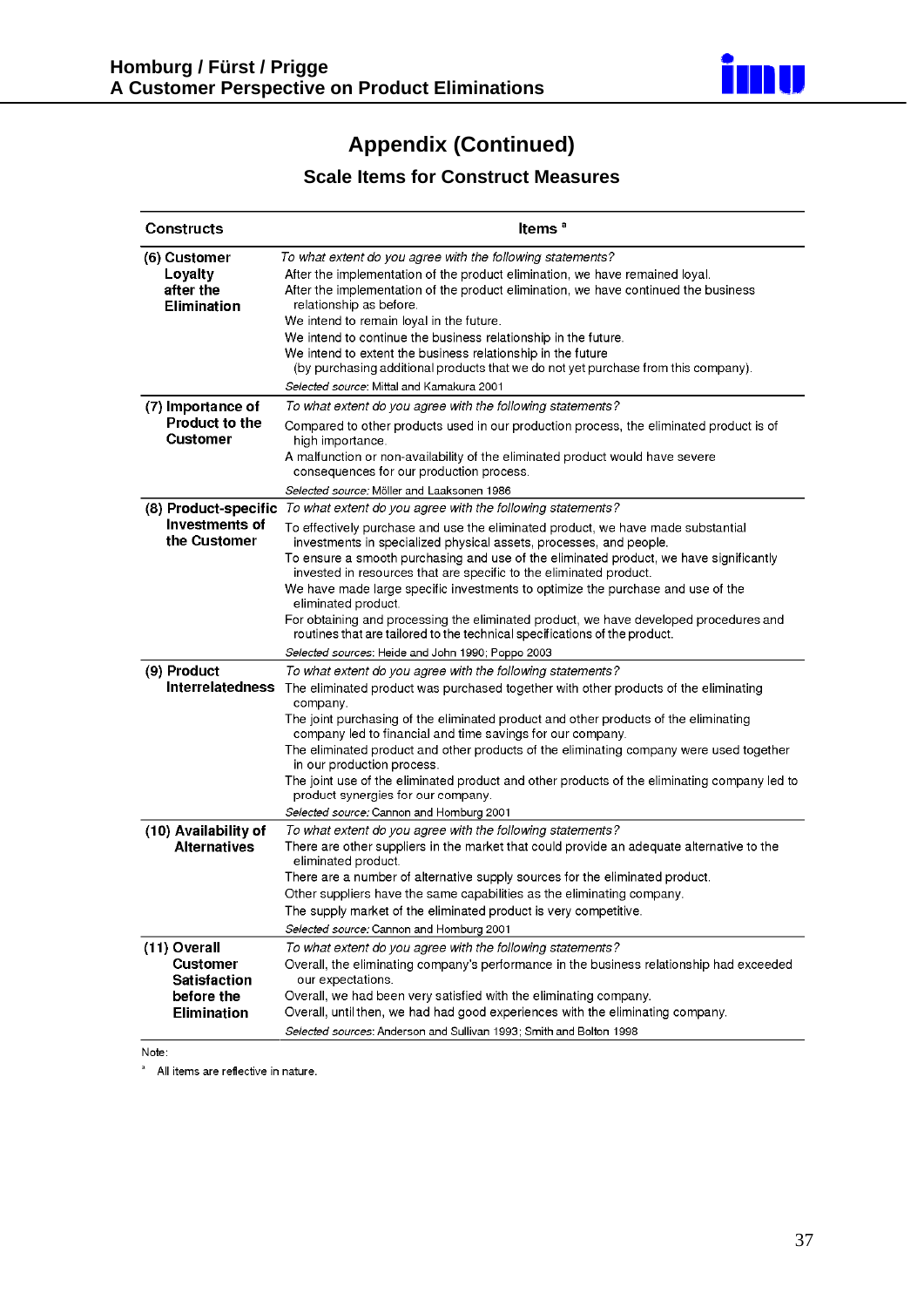## Appendix (Continued)

### Scale Items for Construct Measures

| Constructs | Items [a] |
|---|---|
| (6) Customer Loyalty after the Elimination | *To what extent do you agree with the following statements?*<br>After the implementation of the product elimination, we have remained loyal.<br>After the implementation of the product elimination, we have continued the business relationship as before.<br>We intend to remain loyal in the future.<br>We intend to continue the business relationship in the future.<br>We intend to extent the business relationship in the future (by purchasing additional products that we do not yet purchase from this company).<br>*Selected source:* Mittal and Kamakura 2001 |
| (7) Importance of Product to the Customer | *To what extent do you agree with the following statements?*<br>Compared to other products used in our production process, the eliminated product is of high importance.<br>A malfunction or non-availability of the eliminated product would have severe consequences for our production process.<br>*Selected source:* Möller and Laaksonen 1986 |
| (8) Product-specific Investments of the Customer | *To what extent do you agree with the following statements?*<br>To effectively purchase and use the eliminated product, we have made substantial investments in specialized physical assets, processes, and people.<br>To ensure a smooth purchasing and use of the eliminated product, we have significantly invested in resources that are specific to the eliminated product.<br>We have made large specific investments to optimize the purchase and use of the eliminated product.<br>For obtaining and processing the eliminated product, we have developed procedures and routines that are tailored to the technical specifications of the product.<br>*Selected sources*: Heide and John 1990; Poppo 2003 |
| (9) Product Interrelatedness | *To what extent do you agree with the following statements?*<br>The eliminated product was purchased together with other products of the eliminating company.<br>The joint purchasing of the eliminated product and other products of the eliminating company led to financial and time savings for our company.<br>The eliminated product and other products of the eliminating company were used together in our production process.<br>The joint use of the eliminated product and other products of the eliminating company led to product synergies for our company.<br>*Selected source:* Cannon and Homburg 2001 |
| (10) Availability of Alternatives | *To what extent do you agree with the following statements?*<br>There are other suppliers in the market that could provide an adequate alternative to the eliminated product.<br>There are a number of alternative supply sources for the eliminated product.<br>Other suppliers have the same capabilities as the eliminating company.<br>The supply market of the eliminated product is very competitive.<br>*Selected source:* Cannon and Homburg 2001 |
| (11) Overall Customer Satisfaction before the Elimination | *To what extent do you agree with the following statements?*<br>Overall, the eliminating company's performance in the business relationship had exceeded our expectations.<br>Overall, we had been very satisfied with the eliminating company.<br>Overall, until then, we had had good experiences with the eliminating company.<br>*Selected sources*: Anderson and Sullivan 1993; Smith and Bolton 1998 |

Note:

[a] All items are reflective in nature.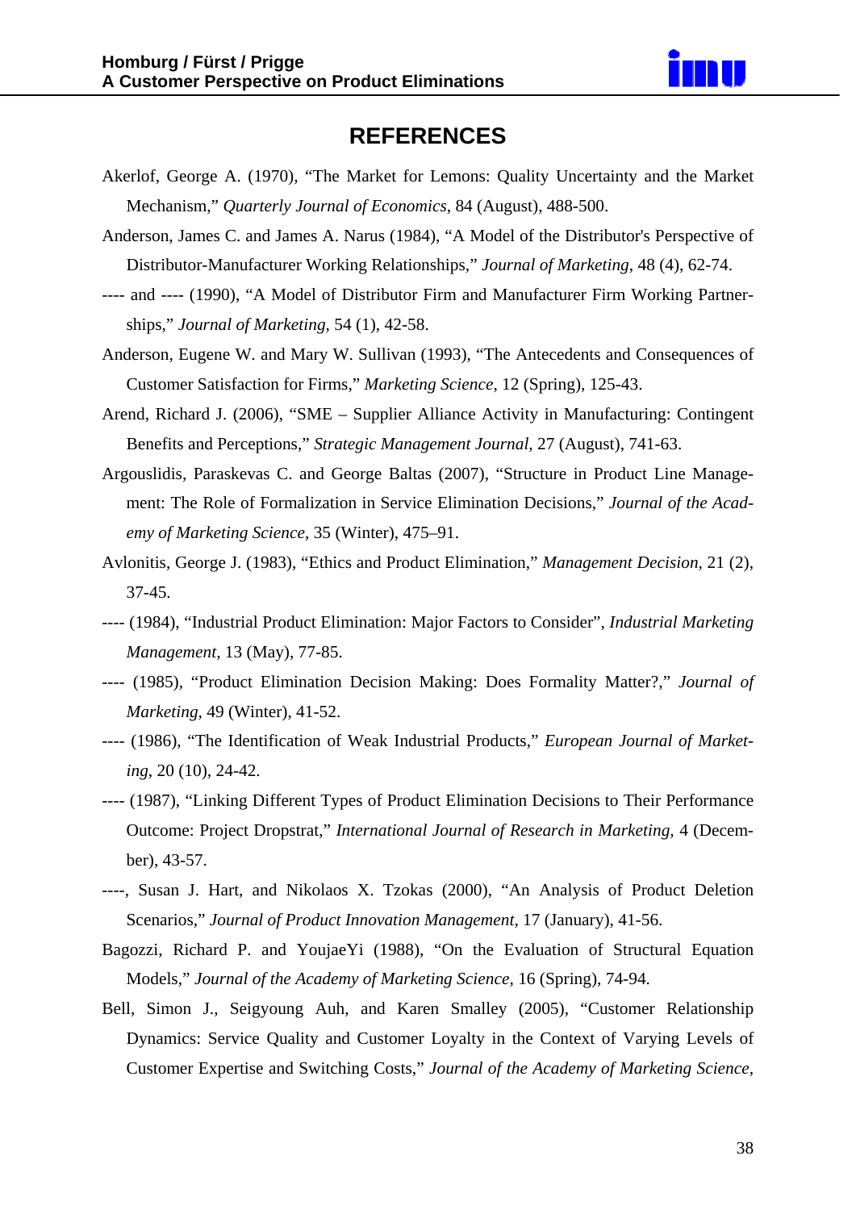## REFERENCES

Akerlof, George A. (1970), "The Market for Lemons: Quality Uncertainty and the Market Mechanism," *Quarterly Journal of Economics*, 84 (August), 488-500.

Anderson, James C. and James A. Narus (1984), "A Model of the Distributor's Perspective of Distributor-Manufacturer Working Relationships," *Journal of Marketing*, 48 (4), 62-74.

---- and ---- (1990), "A Model of Distributor Firm and Manufacturer Firm Working Partnerships," *Journal of Marketing*, 54 (1), 42-58.

Anderson, Eugene W. and Mary W. Sullivan (1993), "The Antecedents and Consequences of Customer Satisfaction for Firms," *Marketing Science*, 12 (Spring), 125-43.

Arend, Richard J. (2006), "SME – Supplier Alliance Activity in Manufacturing: Contingent Benefits and Perceptions," *Strategic Management Journal*, 27 (August), 741-63.

Argouslidis, Paraskevas C. and George Baltas (2007), "Structure in Product Line Management: The Role of Formalization in Service Elimination Decisions," *Journal of the Academy of Marketing Science*, 35 (Winter), 475–91.

Avlonitis, George J. (1983), "Ethics and Product Elimination," *Management Decision*, 21 (2), 37-45.

---- (1984), "Industrial Product Elimination: Major Factors to Consider", *Industrial Marketing Management*, 13 (May), 77-85.

---- (1985), "Product Elimination Decision Making: Does Formality Matter?," *Journal of Marketing*, 49 (Winter), 41-52.

---- (1986), "The Identification of Weak Industrial Products," *European Journal of Marketing*, 20 (10), 24-42.

---- (1987), "Linking Different Types of Product Elimination Decisions to Their Performance Outcome: Project Dropstrat," *International Journal of Research in Marketing*, 4 (December), 43-57.

----, Susan J. Hart, and Nikolaos X. Tzokas (2000), "An Analysis of Product Deletion Scenarios," *Journal of Product Innovation Management*, 17 (January), 41-56.

Bagozzi, Richard P. and YoujaeYi (1988), "On the Evaluation of Structural Equation Models," *Journal of the Academy of Marketing Science*, 16 (Spring), 74-94.

Bell, Simon J., Seigyoung Auh, and Karen Smalley (2005), "Customer Relationship Dynamics: Service Quality and Customer Loyalty in the Context of Varying Levels of Customer Expertise and Switching Costs," *Journal of the Academy of Marketing Science*,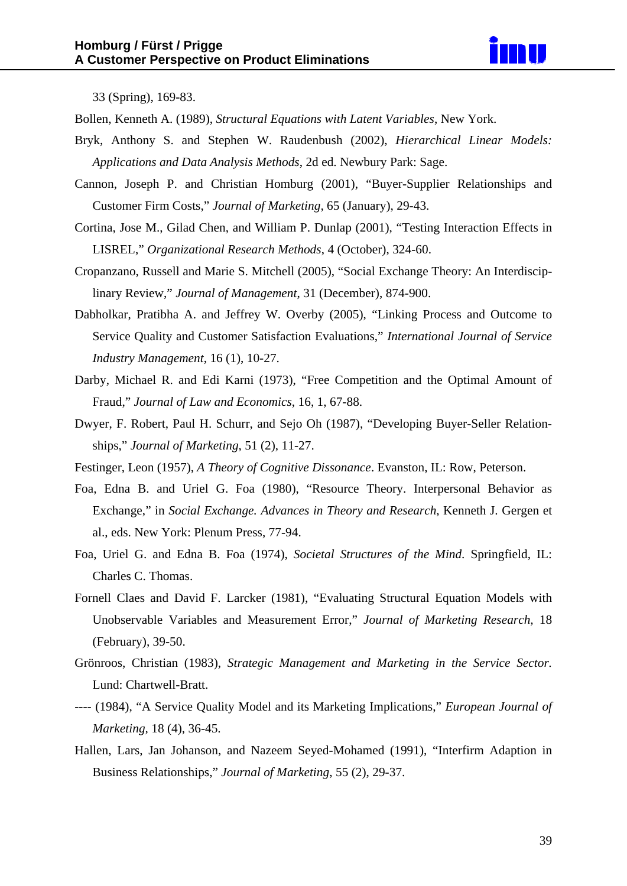33 (Spring), 169-83.

Bollen, Kenneth A. (1989), *Structural Equations with Latent Variables*, New York.

Bryk, Anthony S. and Stephen W. Raudenbush (2002), *Hierarchical Linear Models: Applications and Data Analysis Methods*, 2d ed. Newbury Park: Sage.

Cannon, Joseph P. and Christian Homburg (2001), "Buyer-Supplier Relationships and Customer Firm Costs," *Journal of Marketing*, 65 (January), 29-43.

Cortina, Jose M., Gilad Chen, and William P. Dunlap (2001), "Testing Interaction Effects in LISREL," *Organizational Research Methods*, 4 (October), 324-60.

Cropanzano, Russell and Marie S. Mitchell (2005), "Social Exchange Theory: An Interdisciplinary Review," *Journal of Management*, 31 (December), 874-900.

Dabholkar, Pratibha A. and Jeffrey W. Overby (2005), "Linking Process and Outcome to Service Quality and Customer Satisfaction Evaluations," *International Journal of Service Industry Management*, 16 (1), 10-27.

Darby, Michael R. and Edi Karni (1973), "Free Competition and the Optimal Amount of Fraud," *Journal of Law and Economics*, 16, 1, 67-88.

Dwyer, F. Robert, Paul H. Schurr, and Sejo Oh (1987), "Developing Buyer-Seller Relationships," *Journal of Marketing*, 51 (2), 11-27.

Festinger, Leon (1957), *A Theory of Cognitive Dissonance*. Evanston, IL: Row, Peterson.

Foa, Edna B. and Uriel G. Foa (1980), "Resource Theory. Interpersonal Behavior as Exchange," in *Social Exchange. Advances in Theory and Research*, Kenneth J. Gergen et al., eds. New York: Plenum Press, 77-94.

Foa, Uriel G. and Edna B. Foa (1974), *Societal Structures of the Mind*. Springfield, IL: Charles C. Thomas.

Fornell Claes and David F. Larcker (1981), "Evaluating Structural Equation Models with Unobservable Variables and Measurement Error," *Journal of Marketing Research*, 18 (February), 39-50.

Grönroos, Christian (1983), *Strategic Management and Marketing in the Service Sector*. Lund: Chartwell-Bratt.

---- (1984), "A Service Quality Model and its Marketing Implications," *European Journal of Marketing*, 18 (4), 36-45.

Hallen, Lars, Jan Johanson, and Nazeem Seyed-Mohamed (1991), "Interfirm Adaption in Business Relationships," *Journal of Marketing*, 55 (2), 29-37.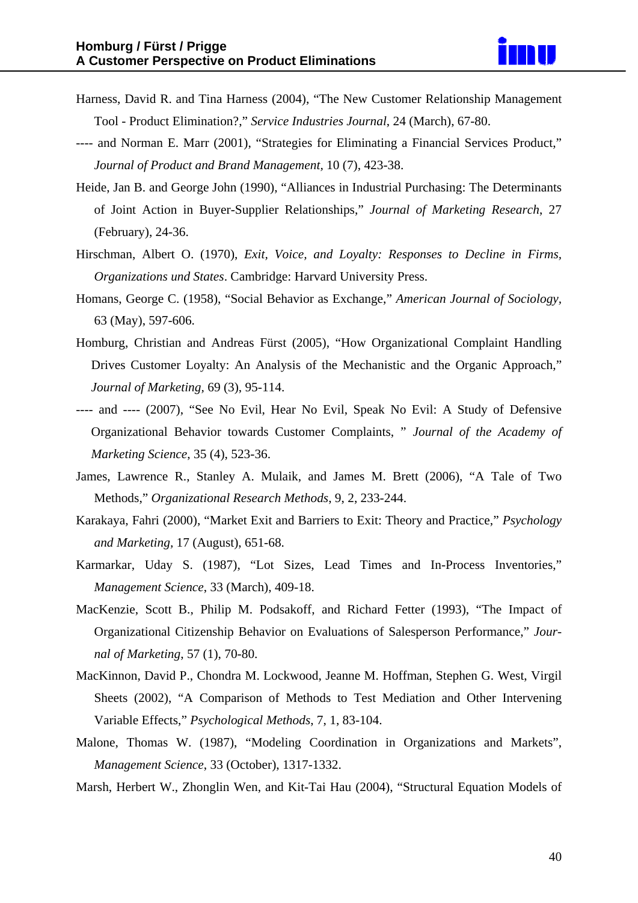Harness, David R. and Tina Harness (2004), "The New Customer Relationship Management Tool - Product Elimination?," *Service Industries Journal*, 24 (March), 67-80.

---- and Norman E. Marr (2001), "Strategies for Eliminating a Financial Services Product," *Journal of Product and Brand Management*, 10 (7), 423-38.

Heide, Jan B. and George John (1990), "Alliances in Industrial Purchasing: The Determinants of Joint Action in Buyer-Supplier Relationships," *Journal of Marketing Research*, 27 (February), 24-36.

Hirschman, Albert O. (1970), *Exit, Voice, and Loyalty: Responses to Decline in Firms, Organizations und States*. Cambridge: Harvard University Press.

Homans, George C. (1958), "Social Behavior as Exchange," *American Journal of Sociology*, 63 (May), 597-606.

Homburg, Christian and Andreas Fürst (2005), "How Organizational Complaint Handling Drives Customer Loyalty: An Analysis of the Mechanistic and the Organic Approach," *Journal of Marketing*, 69 (3), 95-114.

---- and ---- (2007), "See No Evil, Hear No Evil, Speak No Evil: A Study of Defensive Organizational Behavior towards Customer Complaints, " *Journal of the Academy of Marketing Science*, 35 (4), 523-36.

James, Lawrence R., Stanley A. Mulaik, and James M. Brett (2006), "A Tale of Two Methods," *Organizational Research Methods*, 9, 2, 233-244.

Karakaya, Fahri (2000), "Market Exit and Barriers to Exit: Theory and Practice," *Psychology and Marketing*, 17 (August), 651-68.

Karmarkar, Uday S. (1987), "Lot Sizes, Lead Times and In-Process Inventories," *Management Science*, 33 (March), 409-18.

MacKenzie, Scott B., Philip M. Podsakoff, and Richard Fetter (1993), "The Impact of Organizational Citizenship Behavior on Evaluations of Salesperson Performance," *Journal of Marketing*, 57 (1), 70-80.

MacKinnon, David P., Chondra M. Lockwood, Jeanne M. Hoffman, Stephen G. West, Virgil Sheets (2002), "A Comparison of Methods to Test Mediation and Other Intervening Variable Effects," *Psychological Methods*, 7, 1, 83-104.

Malone, Thomas W. (1987), "Modeling Coordination in Organizations and Markets", *Management Science*, 33 (October), 1317-1332.

Marsh, Herbert W., Zhonglin Wen, and Kit-Tai Hau (2004), "Structural Equation Models of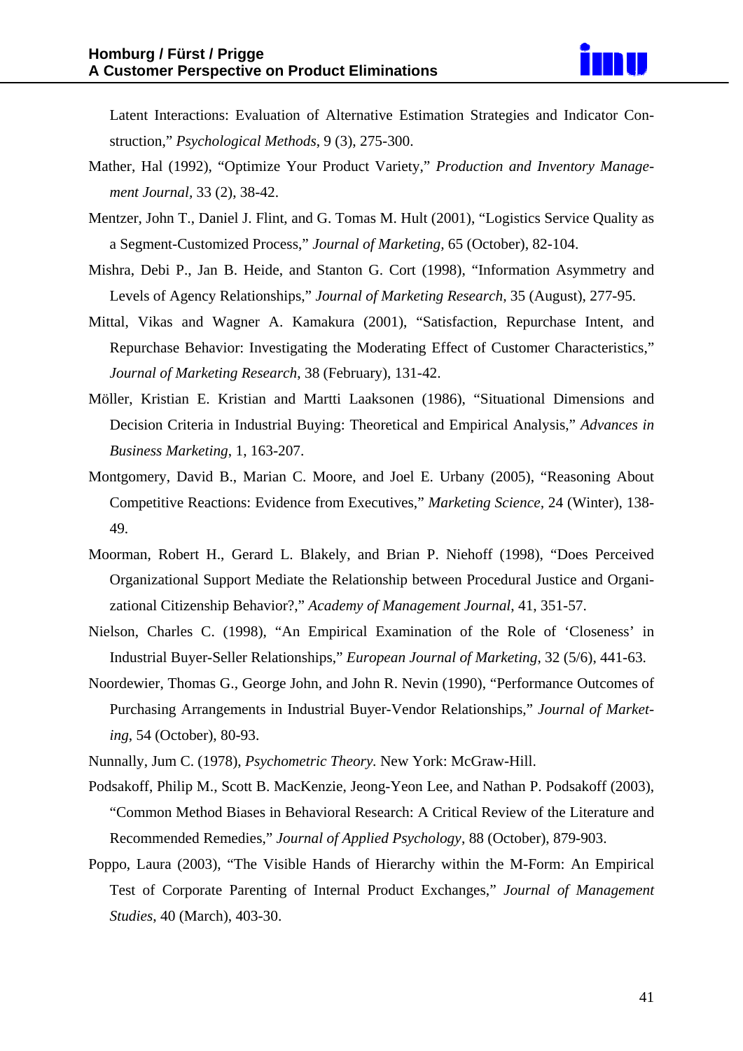Latent Interactions: Evaluation of Alternative Estimation Strategies and Indicator Construction," *Psychological Methods*, 9 (3), 275-300.

Mather, Hal (1992), "Optimize Your Product Variety," *Production and Inventory Management Journal*, 33 (2), 38-42.

Mentzer, John T., Daniel J. Flint, and G. Tomas M. Hult (2001), "Logistics Service Quality as a Segment-Customized Process," *Journal of Marketing*, 65 (October), 82-104.

Mishra, Debi P., Jan B. Heide, and Stanton G. Cort (1998), "Information Asymmetry and Levels of Agency Relationships," *Journal of Marketing Research*, 35 (August), 277-95.

Mittal, Vikas and Wagner A. Kamakura (2001), "Satisfaction, Repurchase Intent, and Repurchase Behavior: Investigating the Moderating Effect of Customer Characteristics," *Journal of Marketing Research*, 38 (February), 131-42.

Möller, Kristian E. Kristian and Martti Laaksonen (1986), "Situational Dimensions and Decision Criteria in Industrial Buying: Theoretical and Empirical Analysis," *Advances in Business Marketing*, 1, 163-207.

Montgomery, David B., Marian C. Moore, and Joel E. Urbany (2005), "Reasoning About Competitive Reactions: Evidence from Executives," *Marketing Science*, 24 (Winter), 138-49.

Moorman, Robert H., Gerard L. Blakely, and Brian P. Niehoff (1998), "Does Perceived Organizational Support Mediate the Relationship between Procedural Justice and Organizational Citizenship Behavior?," *Academy of Management Journal*, 41, 351-57.

Nielson, Charles C. (1998), "An Empirical Examination of the Role of 'Closeness' in Industrial Buyer-Seller Relationships," *European Journal of Marketing*, 32 (5/6), 441-63.

Noordewier, Thomas G., George John, and John R. Nevin (1990), "Performance Outcomes of Purchasing Arrangements in Industrial Buyer-Vendor Relationships," *Journal of Marketing*, 54 (October), 80-93.

Nunnally, Jum C. (1978), *Psychometric Theory*. New York: McGraw-Hill.

Podsakoff, Philip M., Scott B. MacKenzie, Jeong-Yeon Lee, and Nathan P. Podsakoff (2003), "Common Method Biases in Behavioral Research: A Critical Review of the Literature and Recommended Remedies," *Journal of Applied Psychology*, 88 (October), 879-903.

Poppo, Laura (2003), "The Visible Hands of Hierarchy within the M-Form: An Empirical Test of Corporate Parenting of Internal Product Exchanges," *Journal of Management Studies*, 40 (March), 403-30.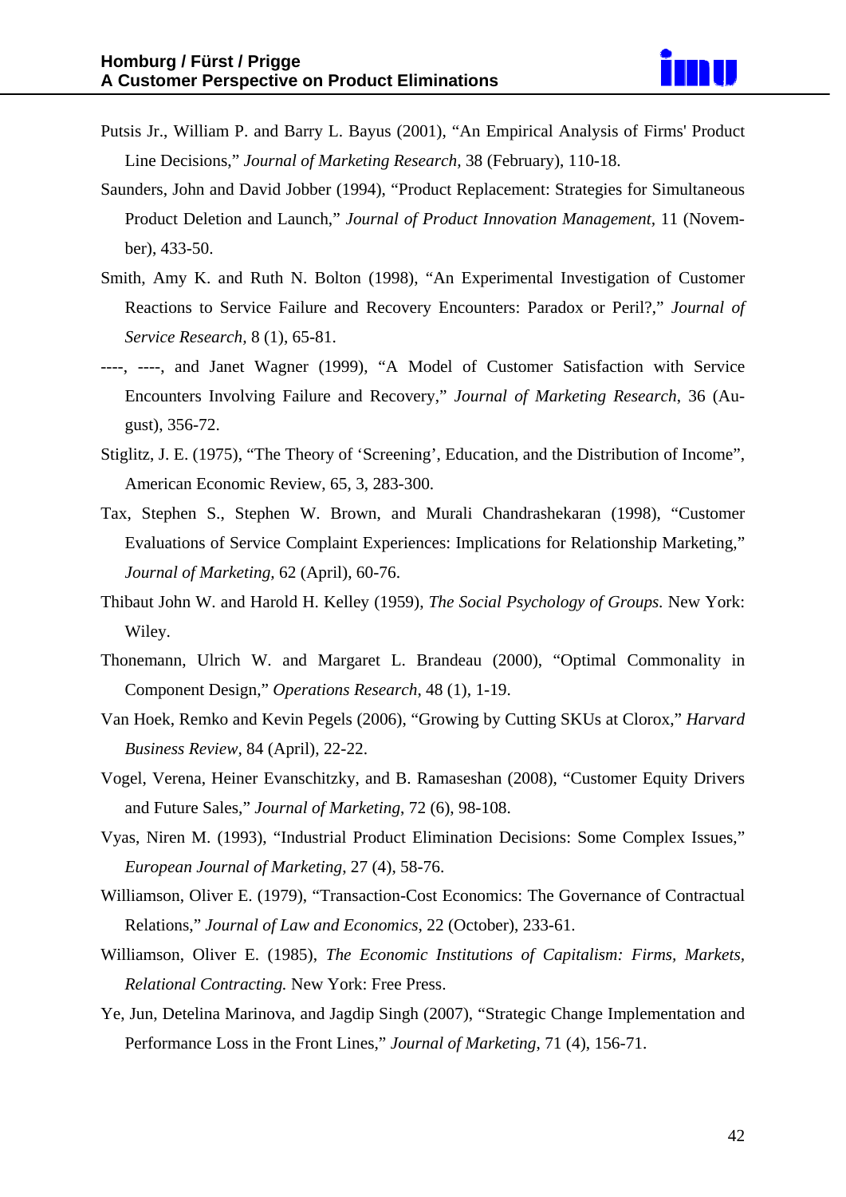Putsis Jr., William P. and Barry L. Bayus (2001), "An Empirical Analysis of Firms' Product Line Decisions," *Journal of Marketing Research*, 38 (February), 110-18.

Saunders, John and David Jobber (1994), "Product Replacement: Strategies for Simultaneous Product Deletion and Launch," *Journal of Product Innovation Management*, 11 (November), 433-50.

Smith, Amy K. and Ruth N. Bolton (1998), "An Experimental Investigation of Customer Reactions to Service Failure and Recovery Encounters: Paradox or Peril?," *Journal of Service Research*, 8 (1), 65-81.

----, ----, and Janet Wagner (1999), "A Model of Customer Satisfaction with Service Encounters Involving Failure and Recovery," *Journal of Marketing Research*, 36 (August), 356-72.

Stiglitz, J. E. (1975), "The Theory of 'Screening', Education, and the Distribution of Income", American Economic Review, 65, 3, 283-300.

Tax, Stephen S., Stephen W. Brown, and Murali Chandrashekaran (1998), "Customer Evaluations of Service Complaint Experiences: Implications for Relationship Marketing," *Journal of Marketing*, 62 (April), 60-76.

Thibaut John W. and Harold H. Kelley (1959), *The Social Psychology of Groups*. New York: Wiley.

Thonemann, Ulrich W. and Margaret L. Brandeau (2000), "Optimal Commonality in Component Design," *Operations Research*, 48 (1), 1-19.

Van Hoek, Remko and Kevin Pegels (2006), "Growing by Cutting SKUs at Clorox," *Harvard Business Review*, 84 (April), 22-22.

Vogel, Verena, Heiner Evanschitzky, and B. Ramaseshan (2008), "Customer Equity Drivers and Future Sales," *Journal of Marketing*, 72 (6), 98-108.

Vyas, Niren M. (1993), "Industrial Product Elimination Decisions: Some Complex Issues," *European Journal of Marketing*, 27 (4), 58-76.

Williamson, Oliver E. (1979), "Transaction-Cost Economics: The Governance of Contractual Relations," *Journal of Law and Economics*, 22 (October), 233-61.

Williamson, Oliver E. (1985), *The Economic Institutions of Capitalism: Firms, Markets, Relational Contracting.* New York: Free Press.

Ye, Jun, Detelina Marinova, and Jagdip Singh (2007), "Strategic Change Implementation and Performance Loss in the Front Lines," *Journal of Marketing*, 71 (4), 156-71.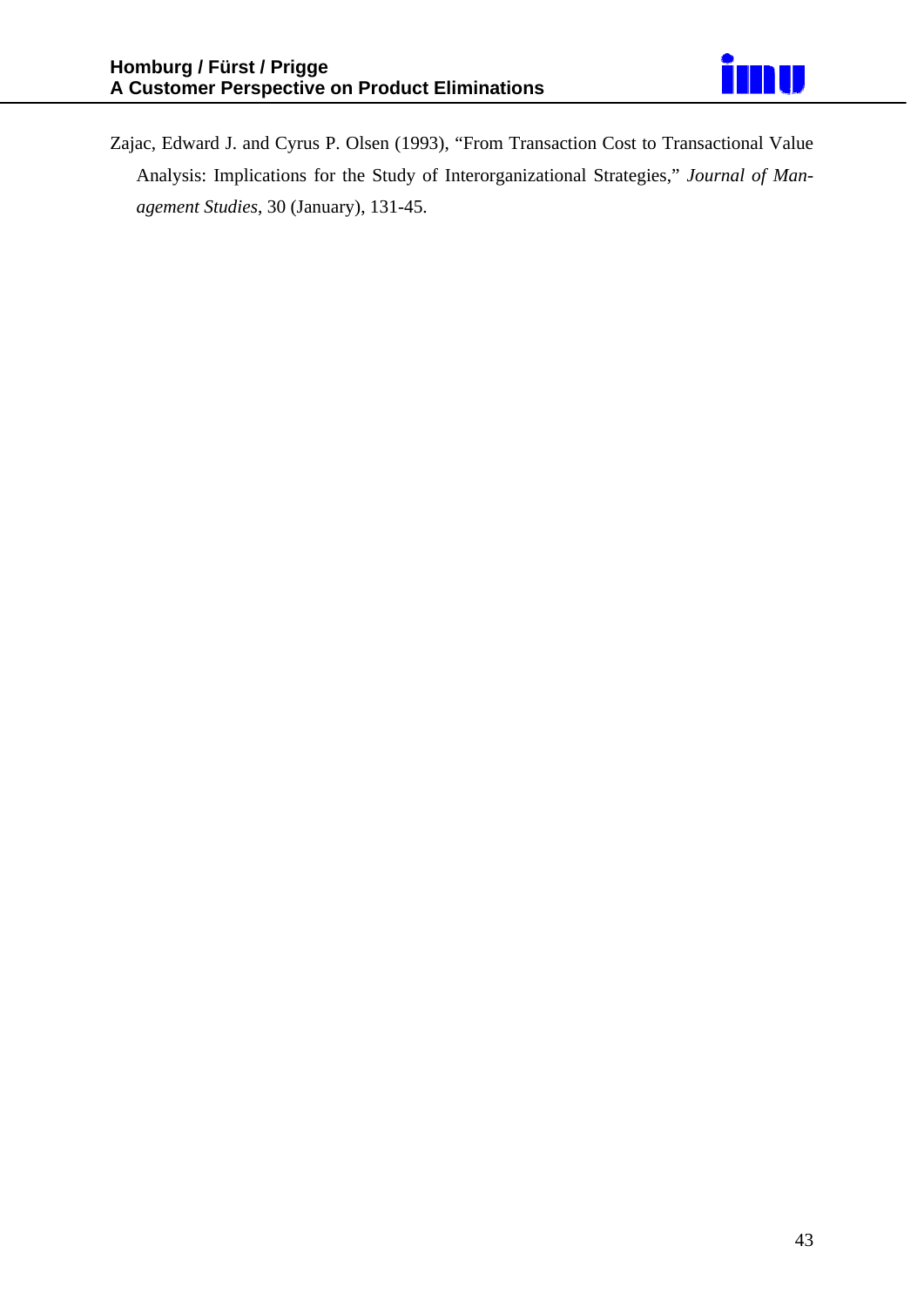Zajac, Edward J. and Cyrus P. Olsen (1993), "From Transaction Cost to Transactional Value Analysis: Implications for the Study of Interorganizational Strategies," *Journal of Management Studies*, 30 (January), 131-45.